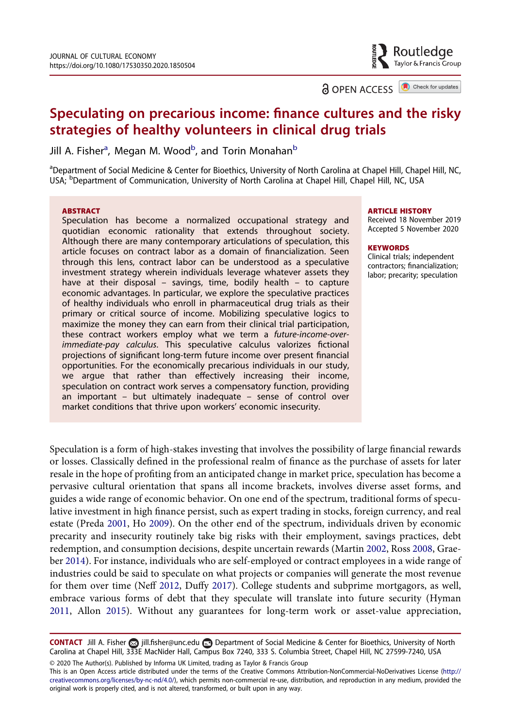# Speculating on precarious income: finance cultures and the risky strategies of healthy volunteers in clinical drug trials

Jill A. Fisher[a], Megan M. Wood[b], and Torin Monahan[b]

[a]Department of Social Medicine & Center for Bioethics, University of North Carolina at Chapel Hill, Chapel Hill, NC, USA; [b]Department of Communication, University of North Carolina at Chapel Hill, Chapel Hill, NC, USA

**ABSTRACT**

Speculation has become a normalized occupational strategy and quotidian economic rationality that extends throughout society. Although there are many contemporary articulations of speculation, this article focuses on contract labor as a domain of financialization. Seen through this lens, contract labor can be understood as a speculative investment strategy wherein individuals leverage whatever assets they have at their disposal – savings, time, bodily health – to capture economic advantages. In particular, we explore the speculative practices of healthy individuals who enroll in pharmaceutical drug trials as their primary or critical source of income. Mobilizing speculative logics to maximize the money they can earn from their clinical trial participation, these contract workers employ what we term a *future-income-over-immediate-pay calculus*. This speculative calculus valorizes fictional projections of significant long-term future income over present financial opportunities. For the economically precarious individuals in our study, we argue that rather than effectively increasing their income, speculation on contract work serves a compensatory function, providing an important – but ultimately inadequate – sense of control over market conditions that thrive upon workers' economic insecurity.

**ARTICLE HISTORY**
Received 18 November 2019
Accepted 5 November 2020

**KEYWORDS**
Clinical trials; independent contractors; financialization; labor; precarity; speculation

Speculation is a form of high-stakes investing that involves the possibility of large financial rewards or losses. Classically defined in the professional realm of finance as the purchase of assets for later resale in the hope of profiting from an anticipated change in market price, speculation has become a pervasive cultural orientation that spans all income brackets, involves diverse asset forms, and guides a wide range of economic behavior. On one end of the spectrum, traditional forms of speculative investment in high finance persist, such as expert trading in stocks, foreign currency, and real estate (Preda 2001, Ho 2009). On the other end of the spectrum, individuals driven by economic precarity and insecurity routinely take big risks with their employment, savings practices, debt redemption, and consumption decisions, despite uncertain rewards (Martin 2002, Ross 2008, Graeber 2014). For instance, individuals who are self-employed or contract employees in a wide range of industries could be said to speculate on what projects or companies will generate the most revenue for them over time (Neff 2012, Duffy 2017). College students and subprime mortgagors, as well, embrace various forms of debt that they speculate will translate into future security (Hyman 2011, Allon 2015). Without any guarantees for long-term work or asset-value appreciation,

**CONTACT** Jill A. Fisher jill.fisher@unc.edu Department of Social Medicine & Center for Bioethics, University of North Carolina at Chapel Hill, 333E MacNider Hall, Campus Box 7240, 333 S. Columbia Street, Chapel Hill, NC 27599-7240, USA

© 2020 The Author(s). Published by Informa UK Limited, trading as Taylor & Francis Group
This is an Open Access article distributed under the terms of the Creative Commons Attribution-NonCommercial-NoDerivatives License (http://creativecommons.org/licenses/by-nc-nd/4.0/), which permits non-commercial re-use, distribution, and reproduction in any medium, provided the original work is properly cited, and is not altered, transformed, or built upon in any way.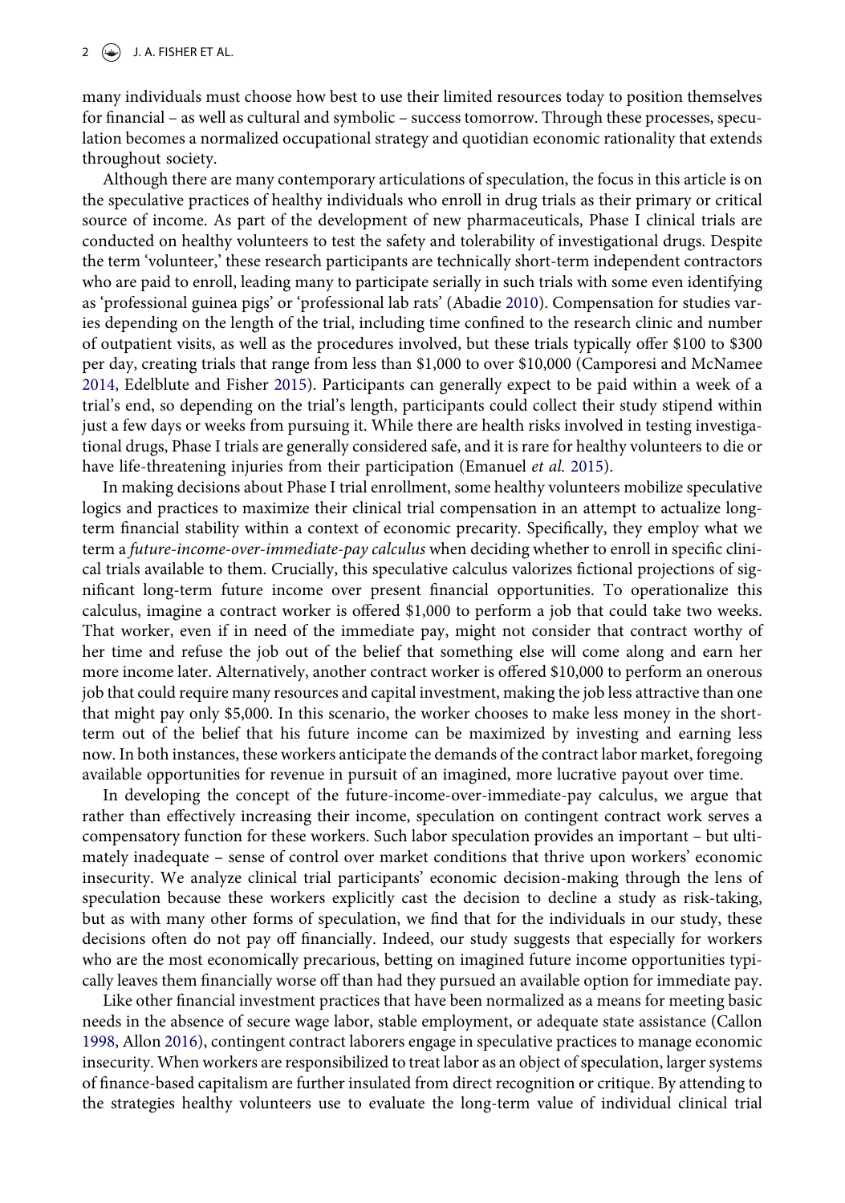many individuals must choose how best to use their limited resources today to position themselves for financial – as well as cultural and symbolic – success tomorrow. Through these processes, speculation becomes a normalized occupational strategy and quotidian economic rationality that extends throughout society.

Although there are many contemporary articulations of speculation, the focus in this article is on the speculative practices of healthy individuals who enroll in drug trials as their primary or critical source of income. As part of the development of new pharmaceuticals, Phase I clinical trials are conducted on healthy volunteers to test the safety and tolerability of investigational drugs. Despite the term 'volunteer,' these research participants are technically short-term independent contractors who are paid to enroll, leading many to participate serially in such trials with some even identifying as 'professional guinea pigs' or 'professional lab rats' (Abadie 2010). Compensation for studies varies depending on the length of the trial, including time confined to the research clinic and number of outpatient visits, as well as the procedures involved, but these trials typically offer \$100 to \$300 per day, creating trials that range from less than \$1,000 to over \$10,000 (Camporesi and McNamee 2014, Edelblute and Fisher 2015). Participants can generally expect to be paid within a week of a trial's end, so depending on the trial's length, participants could collect their study stipend within just a few days or weeks from pursuing it. While there are health risks involved in testing investigational drugs, Phase I trials are generally considered safe, and it is rare for healthy volunteers to die or have life-threatening injuries from their participation (Emanuel *et al.* 2015).

In making decisions about Phase I trial enrollment, some healthy volunteers mobilize speculative logics and practices to maximize their clinical trial compensation in an attempt to actualize long-term financial stability within a context of economic precarity. Specifically, they employ what we term a *future-income-over-immediate-pay calculus* when deciding whether to enroll in specific clinical trials available to them. Crucially, this speculative calculus valorizes fictional projections of significant long-term future income over present financial opportunities. To operationalize this calculus, imagine a contract worker is offered \$1,000 to perform a job that could take two weeks. That worker, even if in need of the immediate pay, might not consider that contract worthy of her time and refuse the job out of the belief that something else will come along and earn her more income later. Alternatively, another contract worker is offered \$10,000 to perform an onerous job that could require many resources and capital investment, making the job less attractive than one that might pay only \$5,000. In this scenario, the worker chooses to make less money in the short-term out of the belief that his future income can be maximized by investing and earning less now. In both instances, these workers anticipate the demands of the contract labor market, foregoing available opportunities for revenue in pursuit of an imagined, more lucrative payout over time.

In developing the concept of the future-income-over-immediate-pay calculus, we argue that rather than effectively increasing their income, speculation on contingent contract work serves a compensatory function for these workers. Such labor speculation provides an important – but ultimately inadequate – sense of control over market conditions that thrive upon workers' economic insecurity. We analyze clinical trial participants' economic decision-making through the lens of speculation because these workers explicitly cast the decision to decline a study as risk-taking, but as with many other forms of speculation, we find that for the individuals in our study, these decisions often do not pay off financially. Indeed, our study suggests that especially for workers who are the most economically precarious, betting on imagined future income opportunities typically leaves them financially worse off than had they pursued an available option for immediate pay.

Like other financial investment practices that have been normalized as a means for meeting basic needs in the absence of secure wage labor, stable employment, or adequate state assistance (Callon 1998, Allon 2016), contingent contract laborers engage in speculative practices to manage economic insecurity. When workers are responsibilized to treat labor as an object of speculation, larger systems of finance-based capitalism are further insulated from direct recognition or critique. By attending to the strategies healthy volunteers use to evaluate the long-term value of individual clinical trial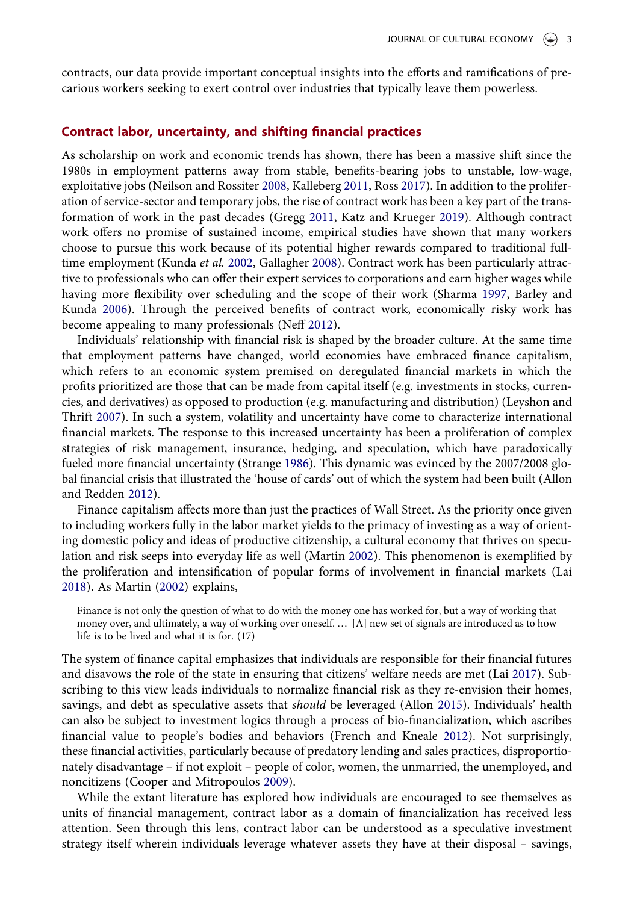contracts, our data provide important conceptual insights into the efforts and ramifications of precarious workers seeking to exert control over industries that typically leave them powerless.

## Contract labor, uncertainty, and shifting financial practices

As scholarship on work and economic trends has shown, there has been a massive shift since the 1980s in employment patterns away from stable, benefits-bearing jobs to unstable, low-wage, exploitative jobs (Neilson and Rossiter 2008, Kalleberg 2011, Ross 2017). In addition to the proliferation of service-sector and temporary jobs, the rise of contract work has been a key part of the transformation of work in the past decades (Gregg 2011, Katz and Krueger 2019). Although contract work offers no promise of sustained income, empirical studies have shown that many workers choose to pursue this work because of its potential higher rewards compared to traditional full-time employment (Kunda *et al.* 2002, Gallagher 2008). Contract work has been particularly attractive to professionals who can offer their expert services to corporations and earn higher wages while having more flexibility over scheduling and the scope of their work (Sharma 1997, Barley and Kunda 2006). Through the perceived benefits of contract work, economically risky work has become appealing to many professionals (Neff 2012).

Individuals' relationship with financial risk is shaped by the broader culture. At the same time that employment patterns have changed, world economies have embraced finance capitalism, which refers to an economic system premised on deregulated financial markets in which the profits prioritized are those that can be made from capital itself (e.g. investments in stocks, currencies, and derivatives) as opposed to production (e.g. manufacturing and distribution) (Leyshon and Thrift 2007). In such a system, volatility and uncertainty have come to characterize international financial markets. The response to this increased uncertainty has been a proliferation of complex strategies of risk management, insurance, hedging, and speculation, which have paradoxically fueled more financial uncertainty (Strange 1986). This dynamic was evinced by the 2007/2008 global financial crisis that illustrated the 'house of cards' out of which the system had been built (Allon and Redden 2012).

Finance capitalism affects more than just the practices of Wall Street. As the priority once given to including workers fully in the labor market yields to the primacy of investing as a way of orienting domestic policy and ideas of productive citizenship, a cultural economy that thrives on speculation and risk seeps into everyday life as well (Martin 2002). This phenomenon is exemplified by the proliferation and intensification of popular forms of involvement in financial markets (Lai 2018). As Martin (2002) explains,

> Finance is not only the question of what to do with the money one has worked for, but a way of working that money over, and ultimately, a way of working over oneself. … [A] new set of signals are introduced as to how life is to be lived and what it is for. (17)

The system of finance capital emphasizes that individuals are responsible for their financial futures and disavows the role of the state in ensuring that citizens' welfare needs are met (Lai 2017). Subscribing to this view leads individuals to normalize financial risk as they re-envision their homes, savings, and debt as speculative assets that *should* be leveraged (Allon 2015). Individuals' health can also be subject to investment logics through a process of bio-financialization, which ascribes financial value to people's bodies and behaviors (French and Kneale 2012). Not surprisingly, these financial activities, particularly because of predatory lending and sales practices, disproportionately disadvantage – if not exploit – people of color, women, the unmarried, the unemployed, and noncitizens (Cooper and Mitropoulos 2009).

While the extant literature has explored how individuals are encouraged to see themselves as units of financial management, contract labor as a domain of financialization has received less attention. Seen through this lens, contract labor can be understood as a speculative investment strategy itself wherein individuals leverage whatever assets they have at their disposal – savings,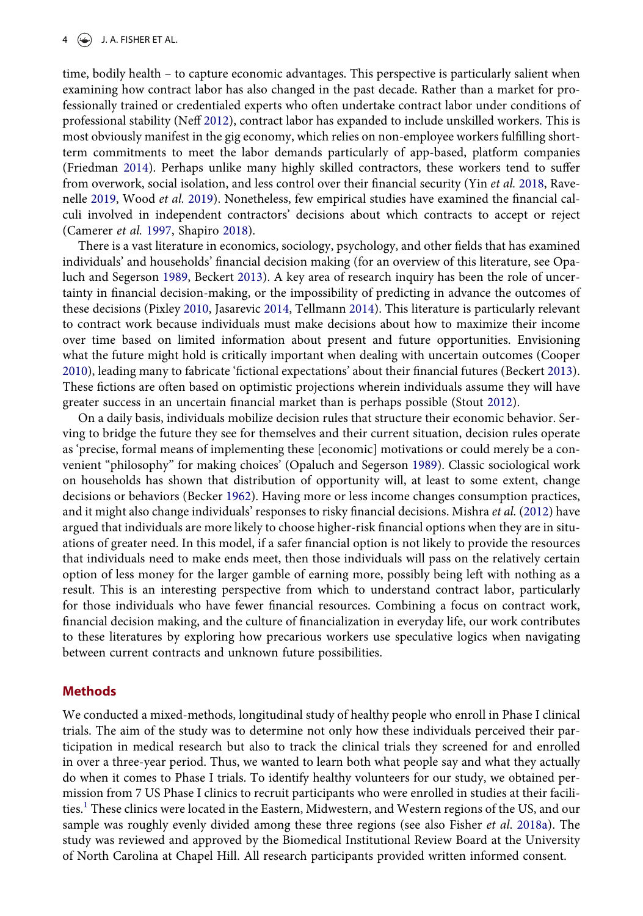time, bodily health – to capture economic advantages. This perspective is particularly salient when examining how contract labor has also changed in the past decade. Rather than a market for professionally trained or credentialed experts who often undertake contract labor under conditions of professional stability (Neff 2012), contract labor has expanded to include unskilled workers. This is most obviously manifest in the gig economy, which relies on non-employee workers fulfilling short-term commitments to meet the labor demands particularly of app-based, platform companies (Friedman 2014). Perhaps unlike many highly skilled contractors, these workers tend to suffer from overwork, social isolation, and less control over their financial security (Yin *et al.* 2018, Ravenelle 2019, Wood *et al.* 2019). Nonetheless, few empirical studies have examined the financial calculi involved in independent contractors' decisions about which contracts to accept or reject (Camerer *et al.* 1997, Shapiro 2018).

There is a vast literature in economics, sociology, psychology, and other fields that has examined individuals' and households' financial decision making (for an overview of this literature, see Opaluch and Segerson 1989, Beckert 2013). A key area of research inquiry has been the role of uncertainty in financial decision-making, or the impossibility of predicting in advance the outcomes of these decisions (Pixley 2010, Jasarevic 2014, Tellmann 2014). This literature is particularly relevant to contract work because individuals must make decisions about how to maximize their income over time based on limited information about present and future opportunities. Envisioning what the future might hold is critically important when dealing with uncertain outcomes (Cooper 2010), leading many to fabricate 'fictional expectations' about their financial futures (Beckert 2013). These fictions are often based on optimistic projections wherein individuals assume they will have greater success in an uncertain financial market than is perhaps possible (Stout 2012).

On a daily basis, individuals mobilize decision rules that structure their economic behavior. Serving to bridge the future they see for themselves and their current situation, decision rules operate as 'precise, formal means of implementing these [economic] motivations or could merely be a convenient "philosophy" for making choices' (Opaluch and Segerson 1989). Classic sociological work on households has shown that distribution of opportunity will, at least to some extent, change decisions or behaviors (Becker 1962). Having more or less income changes consumption practices, and it might also change individuals' responses to risky financial decisions. Mishra *et al.* (2012) have argued that individuals are more likely to choose higher-risk financial options when they are in situations of greater need. In this model, if a safer financial option is not likely to provide the resources that individuals need to make ends meet, then those individuals will pass on the relatively certain option of less money for the larger gamble of earning more, possibly being left with nothing as a result. This is an interesting perspective from which to understand contract labor, particularly for those individuals who have fewer financial resources. Combining a focus on contract work, financial decision making, and the culture of financialization in everyday life, our work contributes to these literatures by exploring how precarious workers use speculative logics when navigating between current contracts and unknown future possibilities.

## Methods

We conducted a mixed-methods, longitudinal study of healthy people who enroll in Phase I clinical trials. The aim of the study was to determine not only how these individuals perceived their participation in medical research but also to track the clinical trials they screened for and enrolled in over a three-year period. Thus, we wanted to learn both what people say and what they actually do when it comes to Phase I trials. To identify healthy volunteers for our study, we obtained permission from 7 US Phase I clinics to recruit participants who were enrolled in studies at their facilities.[1] These clinics were located in the Eastern, Midwestern, and Western regions of the US, and our sample was roughly evenly divided among these three regions (see also Fisher *et al.* 2018a). The study was reviewed and approved by the Biomedical Institutional Review Board at the University of North Carolina at Chapel Hill. All research participants provided written informed consent.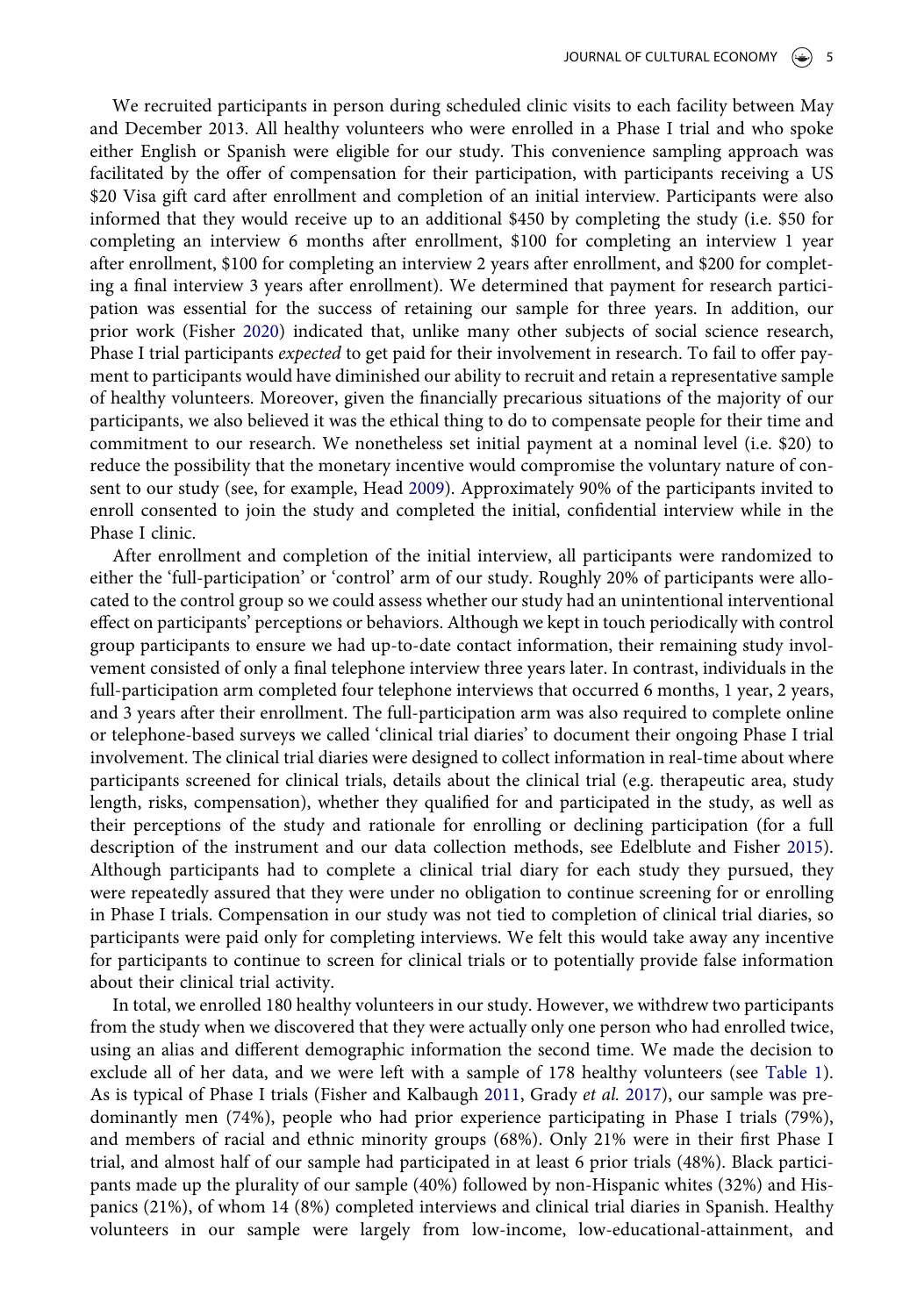We recruited participants in person during scheduled clinic visits to each facility between May and December 2013. All healthy volunteers who were enrolled in a Phase I trial and who spoke either English or Spanish were eligible for our study. This convenience sampling approach was facilitated by the offer of compensation for their participation, with participants receiving a US $20 Visa gift card after enrollment and completion of an initial interview. Participants were also informed that they would receive up to an additional $450 by completing the study (i.e. $50 for completing an interview 6 months after enrollment, $100 for completing an interview 1 year after enrollment, $100 for completing an interview 2 years after enrollment, and $200 for completing a final interview 3 years after enrollment). We determined that payment for research participation was essential for the success of retaining our sample for three years. In addition, our prior work (Fisher 2020) indicated that, unlike many other subjects of social science research, Phase I trial participants *expected* to get paid for their involvement in research. To fail to offer payment to participants would have diminished our ability to recruit and retain a representative sample of healthy volunteers. Moreover, given the financially precarious situations of the majority of our participants, we also believed it was the ethical thing to do to compensate people for their time and commitment to our research. We nonetheless set initial payment at a nominal level (i.e. $20) to reduce the possibility that the monetary incentive would compromise the voluntary nature of consent to our study (see, for example, Head 2009). Approximately 90% of the participants invited to enroll consented to join the study and completed the initial, confidential interview while in the Phase I clinic.

After enrollment and completion of the initial interview, all participants were randomized to either the 'full-participation' or 'control' arm of our study. Roughly 20% of participants were allocated to the control group so we could assess whether our study had an unintentional interventional effect on participants' perceptions or behaviors. Although we kept in touch periodically with control group participants to ensure we had up-to-date contact information, their remaining study involvement consisted of only a final telephone interview three years later. In contrast, individuals in the full-participation arm completed four telephone interviews that occurred 6 months, 1 year, 2 years, and 3 years after their enrollment. The full-participation arm was also required to complete online or telephone-based surveys we called 'clinical trial diaries' to document their ongoing Phase I trial involvement. The clinical trial diaries were designed to collect information in real-time about where participants screened for clinical trials, details about the clinical trial (e.g. therapeutic area, study length, risks, compensation), whether they qualified for and participated in the study, as well as their perceptions of the study and rationale for enrolling or declining participation (for a full description of the instrument and our data collection methods, see Edelblute and Fisher 2015). Although participants had to complete a clinical trial diary for each study they pursued, they were repeatedly assured that they were under no obligation to continue screening for or enrolling in Phase I trials. Compensation in our study was not tied to completion of clinical trial diaries, so participants were paid only for completing interviews. We felt this would take away any incentive for participants to continue to screen for clinical trials or to potentially provide false information about their clinical trial activity.

In total, we enrolled 180 healthy volunteers in our study. However, we withdrew two participants from the study when we discovered that they were actually only one person who had enrolled twice, using an alias and different demographic information the second time. We made the decision to exclude all of her data, and we were left with a sample of 178 healthy volunteers (see Table 1). As is typical of Phase I trials (Fisher and Kalbaugh 2011, Grady *et al.* 2017), our sample was predominantly men (74%), people who had prior experience participating in Phase I trials (79%), and members of racial and ethnic minority groups (68%). Only 21% were in their first Phase I trial, and almost half of our sample had participated in at least 6 prior trials (48%). Black participants made up the plurality of our sample (40%) followed by non-Hispanic whites (32%) and Hispanics (21%), of whom 14 (8%) completed interviews and clinical trial diaries in Spanish. Healthy volunteers in our sample were largely from low-income, low-educational-attainment, and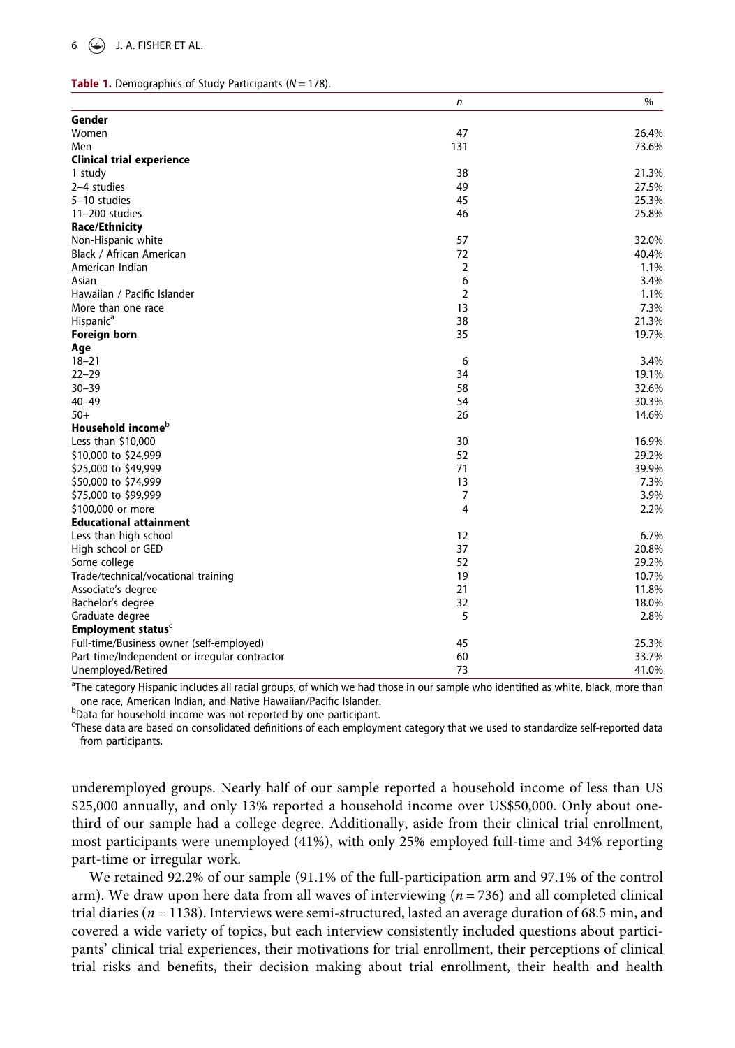**Table 1.** Demographics of Study Participants ($N = 178$).

| | $n$ | % |
|---|---|---|
| **Gender** | | |
| Women | 47 | 26.4% |
| Men | 131 | 73.6% |
| **Clinical trial experience** | | |
| 1 study | 38 | 21.3% |
| 2–4 studies | 49 | 27.5% |
| 5–10 studies | 45 | 25.3% |
| 11–200 studies | 46 | 25.8% |
| **Race/Ethnicity** | | |
| Non-Hispanic white | 57 | 32.0% |
| Black / African American | 72 | 40.4% |
| American Indian | 2 | 1.1% |
| Asian | 6 | 3.4% |
| Hawaiian / Pacific Islander | 2 | 1.1% |
| More than one race | 13 | 7.3% |
| Hispanic[a] | 38 | 21.3% |
| **Foreign born** | 35 | 19.7% |
| **Age** | | |
| 18–21 | 6 | 3.4% |
| 22–29 | 34 | 19.1% |
| 30–39 | 58 | 32.6% |
| 40–49 | 54 | 30.3% |
| 50+ | 26 | 14.6% |
| **Household income**[b] | | |
| Less than $10,000 | 30 | 16.9% |
| $10,000 to $24,999 | 52 | 29.2% |
| $25,000 to $49,999 | 71 | 39.9% |
| $50,000 to $74,999 | 13 | 7.3% |
| $75,000 to $99,999 | 7 | 3.9% |
| $100,000 or more | 4 | 2.2% |
| **Educational attainment** | | |
| Less than high school | 12 | 6.7% |
| High school or GED | 37 | 20.8% |
| Some college | 52 | 29.2% |
| Trade/technical/vocational training | 19 | 10.7% |
| Associate's degree | 21 | 11.8% |
| Bachelor's degree | 32 | 18.0% |
| Graduate degree | 5 | 2.8% |
| **Employment status**[c] | | |
| Full-time/Business owner (self-employed) | 45 | 25.3% |
| Part-time/Independent or irregular contractor | 60 | 33.7% |
| Unemployed/Retired | 73 | 41.0% |

[a]The category Hispanic includes all racial groups, of which we had those in our sample who identified as white, black, more than one race, American Indian, and Native Hawaiian/Pacific Islander.
[b]Data for household income was not reported by one participant.
[c]These data are based on consolidated definitions of each employment category that we used to standardize self-reported data from participants.

underemployed groups. Nearly half of our sample reported a household income of less than US $25,000 annually, and only 13% reported a household income over US$50,000. Only about one-third of our sample had a college degree. Additionally, aside from their clinical trial enrollment, most participants were unemployed (41%), with only 25% employed full-time and 34% reporting part-time or irregular work.

We retained 92.2% of our sample (91.1% of the full-participation arm and 97.1% of the control arm). We draw upon here data from all waves of interviewing ($n = 736$) and all completed clinical trial diaries ($n = 1138$). Interviews were semi-structured, lasted an average duration of 68.5 min, and covered a wide variety of topics, but each interview consistently included questions about participants' clinical trial experiences, their motivations for trial enrollment, their perceptions of clinical trial risks and benefits, their decision making about trial enrollment, their health and health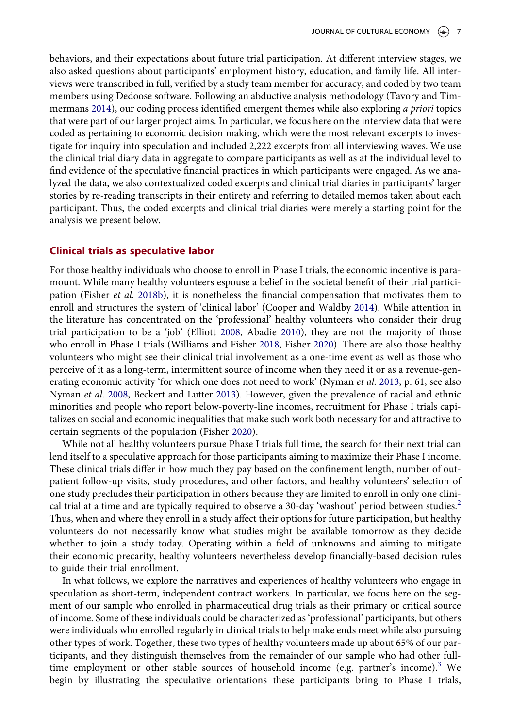behaviors, and their expectations about future trial participation. At different interview stages, we also asked questions about participants' employment history, education, and family life. All interviews were transcribed in full, verified by a study team member for accuracy, and coded by two team members using Dedoose software. Following an abductive analysis methodology (Tavory and Timmermans 2014), our coding process identified emergent themes while also exploring *a priori* topics that were part of our larger project aims. In particular, we focus here on the interview data that were coded as pertaining to economic decision making, which were the most relevant excerpts to investigate for inquiry into speculation and included 2,222 excerpts from all interviewing waves. We use the clinical trial diary data in aggregate to compare participants as well as at the individual level to find evidence of the speculative financial practices in which participants were engaged. As we analyzed the data, we also contextualized coded excerpts and clinical trial diaries in participants' larger stories by re-reading transcripts in their entirety and referring to detailed memos taken about each participant. Thus, the coded excerpts and clinical trial diaries were merely a starting point for the analysis we present below.

## Clinical trials as speculative labor

For those healthy individuals who choose to enroll in Phase I trials, the economic incentive is paramount. While many healthy volunteers espouse a belief in the societal benefit of their trial participation (Fisher *et al.* 2018b), it is nonetheless the financial compensation that motivates them to enroll and structures the system of 'clinical labor' (Cooper and Waldby 2014). While attention in the literature has concentrated on the 'professional' healthy volunteers who consider their drug trial participation to be a 'job' (Elliott 2008, Abadie 2010), they are not the majority of those who enroll in Phase I trials (Williams and Fisher 2018, Fisher 2020). There are also those healthy volunteers who might see their clinical trial involvement as a one-time event as well as those who perceive of it as a long-term, intermittent source of income when they need it or as a revenue-generating economic activity 'for which one does not need to work' (Nyman *et al.* 2013, p. 61, see also Nyman *et al.* 2008, Beckert and Lutter 2013). However, given the prevalence of racial and ethnic minorities and people who report below-poverty-line incomes, recruitment for Phase I trials capitalizes on social and economic inequalities that make such work both necessary for and attractive to certain segments of the population (Fisher 2020).

While not all healthy volunteers pursue Phase I trials full time, the search for their next trial can lend itself to a speculative approach for those participants aiming to maximize their Phase I income. These clinical trials differ in how much they pay based on the confinement length, number of outpatient follow-up visits, study procedures, and other factors, and healthy volunteers' selection of one study precludes their participation in others because they are limited to enroll in only one clinical trial at a time and are typically required to observe a 30-day 'washout' period between studies.[2] Thus, when and where they enroll in a study affect their options for future participation, but healthy volunteers do not necessarily know what studies might be available tomorrow as they decide whether to join a study today. Operating within a field of unknowns and aiming to mitigate their economic precarity, healthy volunteers nevertheless develop financially-based decision rules to guide their trial enrollment.

In what follows, we explore the narratives and experiences of healthy volunteers who engage in speculation as short-term, independent contract workers. In particular, we focus here on the segment of our sample who enrolled in pharmaceutical drug trials as their primary or critical source of income. Some of these individuals could be characterized as 'professional' participants, but others were individuals who enrolled regularly in clinical trials to help make ends meet while also pursuing other types of work. Together, these two types of healthy volunteers made up about 65% of our participants, and they distinguish themselves from the remainder of our sample who had other full-time employment or other stable sources of household income (e.g. partner's income).[3] We begin by illustrating the speculative orientations these participants bring to Phase I trials,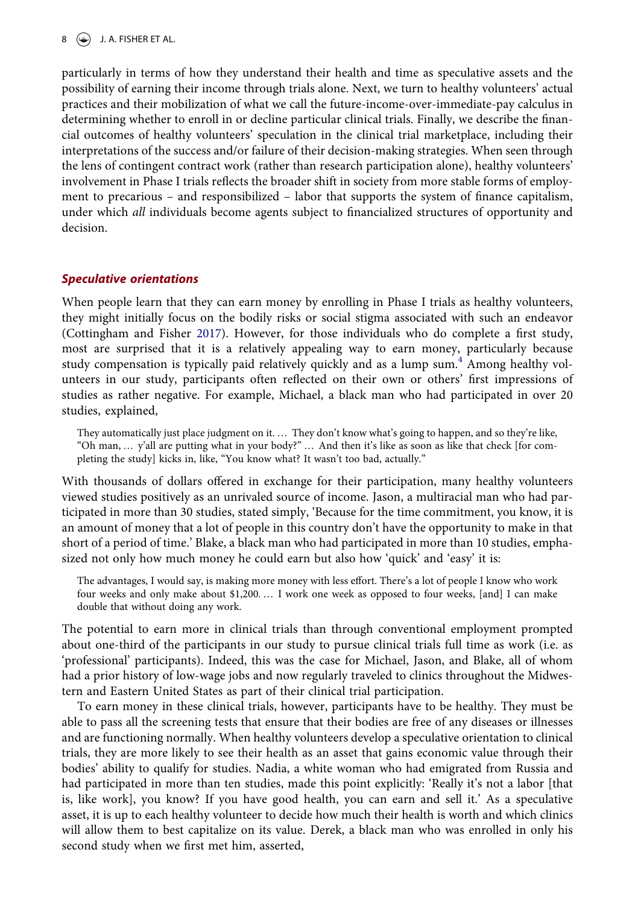particularly in terms of how they understand their health and time as speculative assets and the possibility of earning their income through trials alone. Next, we turn to healthy volunteers' actual practices and their mobilization of what we call the future-income-over-immediate-pay calculus in determining whether to enroll in or decline particular clinical trials. Finally, we describe the financial outcomes of healthy volunteers' speculation in the clinical trial marketplace, including their interpretations of the success and/or failure of their decision-making strategies. When seen through the lens of contingent contract work (rather than research participation alone), healthy volunteers' involvement in Phase I trials reflects the broader shift in society from more stable forms of employment to precarious – and responsibilized – labor that supports the system of finance capitalism, under which *all* individuals become agents subject to financialized structures of opportunity and decision.

## Speculative orientations

When people learn that they can earn money by enrolling in Phase I trials as healthy volunteers, they might initially focus on the bodily risks or social stigma associated with such an endeavor (Cottingham and Fisher 2017). However, for those individuals who do complete a first study, most are surprised that it is a relatively appealing way to earn money, particularly because study compensation is typically paid relatively quickly and as a lump sum.[4] Among healthy volunteers in our study, participants often reflected on their own or others' first impressions of studies as rather negative. For example, Michael, a black man who had participated in over 20 studies, explained,

> They automatically just place judgment on it. … They don't know what's going to happen, and so they're like, "Oh man, … y'all are putting what in your body?" … And then it's like as soon as like that check [for completing the study] kicks in, like, "You know what? It wasn't too bad, actually."

With thousands of dollars offered in exchange for their participation, many healthy volunteers viewed studies positively as an unrivaled source of income. Jason, a multiracial man who had participated in more than 30 studies, stated simply, 'Because for the time commitment, you know, it is an amount of money that a lot of people in this country don't have the opportunity to make in that short of a period of time.' Blake, a black man who had participated in more than 10 studies, emphasized not only how much money he could earn but also how 'quick' and 'easy' it is:

> The advantages, I would say, is making more money with less effort. There's a lot of people I know who work four weeks and only make about $1,200. … I work one week as opposed to four weeks, [and] I can make double that without doing any work.

The potential to earn more in clinical trials than through conventional employment prompted about one-third of the participants in our study to pursue clinical trials full time as work (i.e. as 'professional' participants). Indeed, this was the case for Michael, Jason, and Blake, all of whom had a prior history of low-wage jobs and now regularly traveled to clinics throughout the Midwestern and Eastern United States as part of their clinical trial participation.

To earn money in these clinical trials, however, participants have to be healthy. They must be able to pass all the screening tests that ensure that their bodies are free of any diseases or illnesses and are functioning normally. When healthy volunteers develop a speculative orientation to clinical trials, they are more likely to see their health as an asset that gains economic value through their bodies' ability to qualify for studies. Nadia, a white woman who had emigrated from Russia and had participated in more than ten studies, made this point explicitly: 'Really it's not a labor [that is, like work], you know? If you have good health, you can earn and sell it.' As a speculative asset, it is up to each healthy volunteer to decide how much their health is worth and which clinics will allow them to best capitalize on its value. Derek, a black man who was enrolled in only his second study when we first met him, asserted,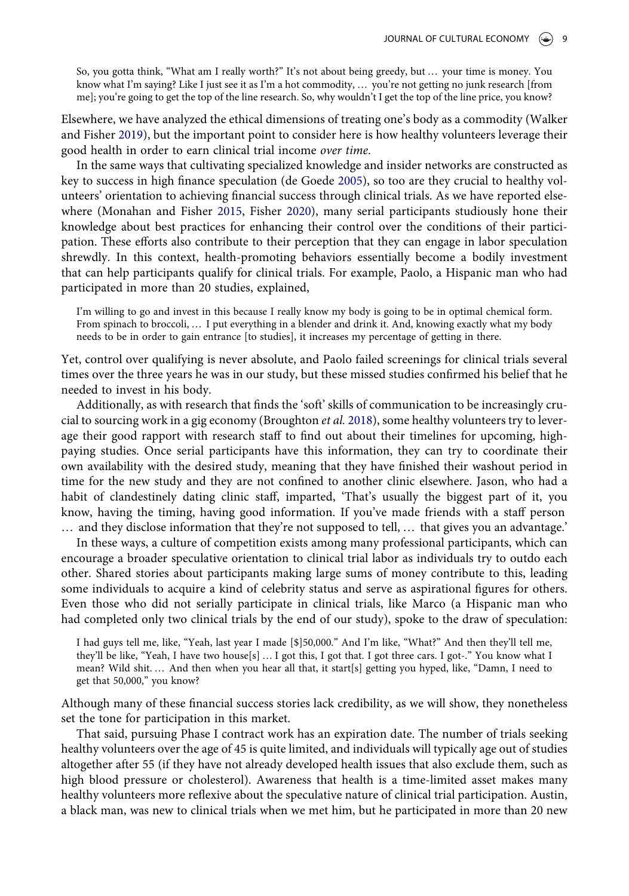> So, you gotta think, "What am I really worth?" It's not about being greedy, but … your time is money. You know what I'm saying? Like I just see it as I'm a hot commodity, … you're not getting no junk research [from me]; you're going to get the top of the line research. So, why wouldn't I get the top of the line price, you know?

Elsewhere, we have analyzed the ethical dimensions of treating one's body as a commodity (Walker and Fisher 2019), but the important point to consider here is how healthy volunteers leverage their good health in order to earn clinical trial income *over time*.

In the same ways that cultivating specialized knowledge and insider networks are constructed as key to success in high finance speculation (de Goede 2005), so too are they crucial to healthy volunteers' orientation to achieving financial success through clinical trials. As we have reported elsewhere (Monahan and Fisher 2015, Fisher 2020), many serial participants studiously hone their knowledge about best practices for enhancing their control over the conditions of their participation. These efforts also contribute to their perception that they can engage in labor speculation shrewdly. In this context, health-promoting behaviors essentially become a bodily investment that can help participants qualify for clinical trials. For example, Paolo, a Hispanic man who had participated in more than 20 studies, explained,

> I'm willing to go and invest in this because I really know my body is going to be in optimal chemical form. From spinach to broccoli, … I put everything in a blender and drink it. And, knowing exactly what my body needs to be in order to gain entrance [to studies], it increases my percentage of getting in there.

Yet, control over qualifying is never absolute, and Paolo failed screenings for clinical trials several times over the three years he was in our study, but these missed studies confirmed his belief that he needed to invest in his body.

Additionally, as with research that finds the 'soft' skills of communication to be increasingly crucial to sourcing work in a gig economy (Broughton *et al.* 2018), some healthy volunteers try to leverage their good rapport with research staff to find out about their timelines for upcoming, high-paying studies. Once serial participants have this information, they can try to coordinate their own availability with the desired study, meaning that they have finished their washout period in time for the new study and they are not confined to another clinic elsewhere. Jason, who had a habit of clandestinely dating clinic staff, imparted, 'That's usually the biggest part of it, you know, having the timing, having good information. If you've made friends with a staff person … and they disclose information that they're not supposed to tell, … that gives you an advantage.'

In these ways, a culture of competition exists among many professional participants, which can encourage a broader speculative orientation to clinical trial labor as individuals try to outdo each other. Shared stories about participants making large sums of money contribute to this, leading some individuals to acquire a kind of celebrity status and serve as aspirational figures for others. Even those who did not serially participate in clinical trials, like Marco (a Hispanic man who had completed only two clinical trials by the end of our study), spoke to the draw of speculation:

> I had guys tell me, like, "Yeah, last year I made [$]50,000." And I'm like, "What?" And then they'll tell me, they'll be like, "Yeah, I have two house[s] … I got this, I got that. I got three cars. I got-." You know what I mean? Wild shit. … And then when you hear all that, it start[s] getting you hyped, like, "Damn, I need to get that 50,000," you know?

Although many of these financial success stories lack credibility, as we will show, they nonetheless set the tone for participation in this market.

That said, pursuing Phase I contract work has an expiration date. The number of trials seeking healthy volunteers over the age of 45 is quite limited, and individuals will typically age out of studies altogether after 55 (if they have not already developed health issues that also exclude them, such as high blood pressure or cholesterol). Awareness that health is a time-limited asset makes many healthy volunteers more reflexive about the speculative nature of clinical trial participation. Austin, a black man, was new to clinical trials when we met him, but he participated in more than 20 new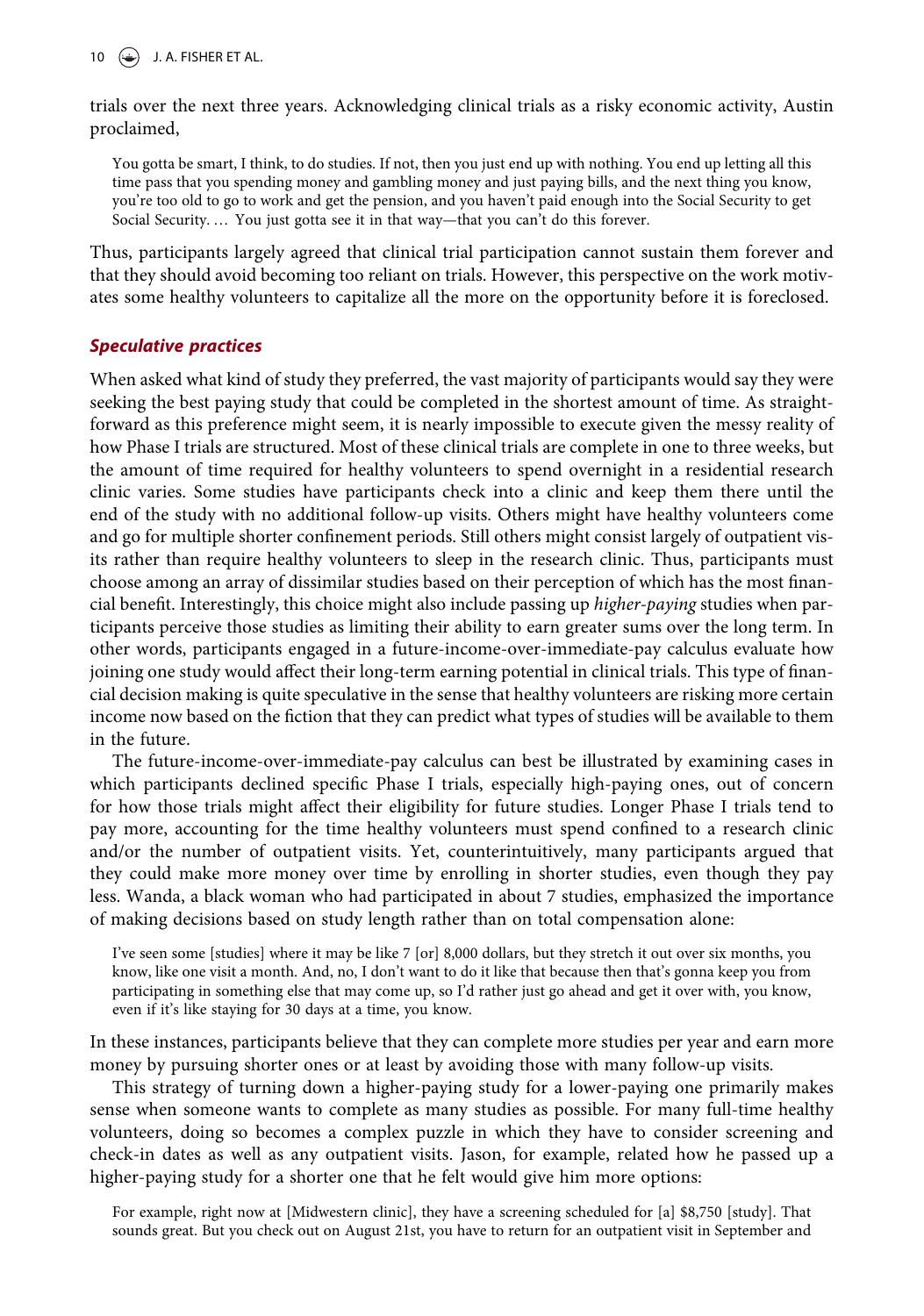trials over the next three years. Acknowledging clinical trials as a risky economic activity, Austin proclaimed,

> You gotta be smart, I think, to do studies. If not, then you just end up with nothing. You end up letting all this time pass that you spending money and gambling money and just paying bills, and the next thing you know, you're too old to go to work and get the pension, and you haven't paid enough into the Social Security to get Social Security. … You just gotta see it in that way—that you can't do this forever.

Thus, participants largely agreed that clinical trial participation cannot sustain them forever and that they should avoid becoming too reliant on trials. However, this perspective on the work motivates some healthy volunteers to capitalize all the more on the opportunity before it is foreclosed.

### *Speculative practices*

When asked what kind of study they preferred, the vast majority of participants would say they were seeking the best paying study that could be completed in the shortest amount of time. As straightforward as this preference might seem, it is nearly impossible to execute given the messy reality of how Phase I trials are structured. Most of these clinical trials are complete in one to three weeks, but the amount of time required for healthy volunteers to spend overnight in a residential research clinic varies. Some studies have participants check into a clinic and keep them there until the end of the study with no additional follow-up visits. Others might have healthy volunteers come and go for multiple shorter confinement periods. Still others might consist largely of outpatient visits rather than require healthy volunteers to sleep in the research clinic. Thus, participants must choose among an array of dissimilar studies based on their perception of which has the most financial benefit. Interestingly, this choice might also include passing up *higher-paying* studies when participants perceive those studies as limiting their ability to earn greater sums over the long term. In other words, participants engaged in a future-income-over-immediate-pay calculus evaluate how joining one study would affect their long-term earning potential in clinical trials. This type of financial decision making is quite speculative in the sense that healthy volunteers are risking more certain income now based on the fiction that they can predict what types of studies will be available to them in the future.

The future-income-over-immediate-pay calculus can best be illustrated by examining cases in which participants declined specific Phase I trials, especially high-paying ones, out of concern for how those trials might affect their eligibility for future studies. Longer Phase I trials tend to pay more, accounting for the time healthy volunteers must spend confined to a research clinic and/or the number of outpatient visits. Yet, counterintuitively, many participants argued that they could make more money over time by enrolling in shorter studies, even though they pay less. Wanda, a black woman who had participated in about 7 studies, emphasized the importance of making decisions based on study length rather than on total compensation alone:

> I've seen some [studies] where it may be like 7 [or] 8,000 dollars, but they stretch it out over six months, you know, like one visit a month. And, no, I don't want to do it like that because then that's gonna keep you from participating in something else that may come up, so I'd rather just go ahead and get it over with, you know, even if it's like staying for 30 days at a time, you know.

In these instances, participants believe that they can complete more studies per year and earn more money by pursuing shorter ones or at least by avoiding those with many follow-up visits.

This strategy of turning down a higher-paying study for a lower-paying one primarily makes sense when someone wants to complete as many studies as possible. For many full-time healthy volunteers, doing so becomes a complex puzzle in which they have to consider screening and check-in dates as well as any outpatient visits. Jason, for example, related how he passed up a higher-paying study for a shorter one that he felt would give him more options:

> For example, right now at [Midwestern clinic], they have a screening scheduled for [a] $8,750 [study]. That sounds great. But you check out on August 21st, you have to return for an outpatient visit in September and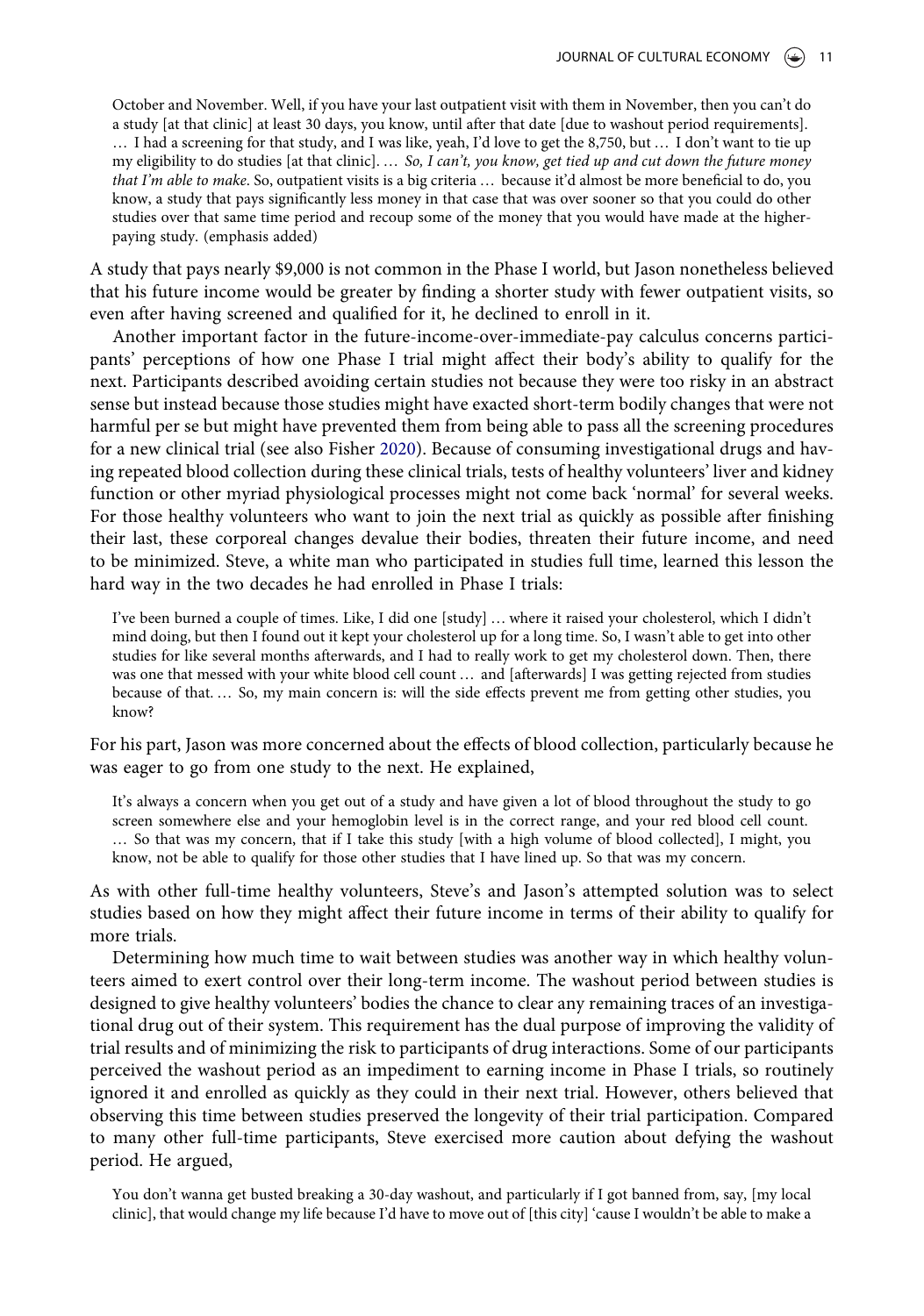> October and November. Well, if you have your last outpatient visit with them in November, then you can't do a study [at that clinic] at least 30 days, you know, until after that date [due to washout period requirements]. … I had a screening for that study, and I was like, yeah, I'd love to get the 8,750, but … I don't want to tie up my eligibility to do studies [at that clinic]. … *So, I can't, you know, get tied up and cut down the future money that I'm able to make*. So, outpatient visits is a big criteria … because it'd almost be more beneficial to do, you know, a study that pays significantly less money in that case that was over sooner so that you could do other studies over that same time period and recoup some of the money that you would have made at the higher-paying study. (emphasis added)

A study that pays nearly $9,000 is not common in the Phase I world, but Jason nonetheless believed that his future income would be greater by finding a shorter study with fewer outpatient visits, so even after having screened and qualified for it, he declined to enroll in it.

Another important factor in the future-income-over-immediate-pay calculus concerns participants' perceptions of how one Phase I trial might affect their body's ability to qualify for the next. Participants described avoiding certain studies not because they were too risky in an abstract sense but instead because those studies might have exacted short-term bodily changes that were not harmful per se but might have prevented them from being able to pass all the screening procedures for a new clinical trial (see also Fisher 2020). Because of consuming investigational drugs and having repeated blood collection during these clinical trials, tests of healthy volunteers' liver and kidney function or other myriad physiological processes might not come back 'normal' for several weeks. For those healthy volunteers who want to join the next trial as quickly as possible after finishing their last, these corporeal changes devalue their bodies, threaten their future income, and need to be minimized. Steve, a white man who participated in studies full time, learned this lesson the hard way in the two decades he had enrolled in Phase I trials:

> I've been burned a couple of times. Like, I did one [study] … where it raised your cholesterol, which I didn't mind doing, but then I found out it kept your cholesterol up for a long time. So, I wasn't able to get into other studies for like several months afterwards, and I had to really work to get my cholesterol down. Then, there was one that messed with your white blood cell count … and [afterwards] I was getting rejected from studies because of that. … So, my main concern is: will the side effects prevent me from getting other studies, you know?

For his part, Jason was more concerned about the effects of blood collection, particularly because he was eager to go from one study to the next. He explained,

> It's always a concern when you get out of a study and have given a lot of blood throughout the study to go screen somewhere else and your hemoglobin level is in the correct range, and your red blood cell count. … So that was my concern, that if I take this study [with a high volume of blood collected], I might, you know, not be able to qualify for those other studies that I have lined up. So that was my concern.

As with other full-time healthy volunteers, Steve's and Jason's attempted solution was to select studies based on how they might affect their future income in terms of their ability to qualify for more trials.

Determining how much time to wait between studies was another way in which healthy volunteers aimed to exert control over their long-term income. The washout period between studies is designed to give healthy volunteers' bodies the chance to clear any remaining traces of an investigational drug out of their system. This requirement has the dual purpose of improving the validity of trial results and of minimizing the risk to participants of drug interactions. Some of our participants perceived the washout period as an impediment to earning income in Phase I trials, so routinely ignored it and enrolled as quickly as they could in their next trial. However, others believed that observing this time between studies preserved the longevity of their trial participation. Compared to many other full-time participants, Steve exercised more caution about defying the washout period. He argued,

> You don't wanna get busted breaking a 30-day washout, and particularly if I got banned from, say, [my local clinic], that would change my life because I'd have to move out of [this city] 'cause I wouldn't be able to make a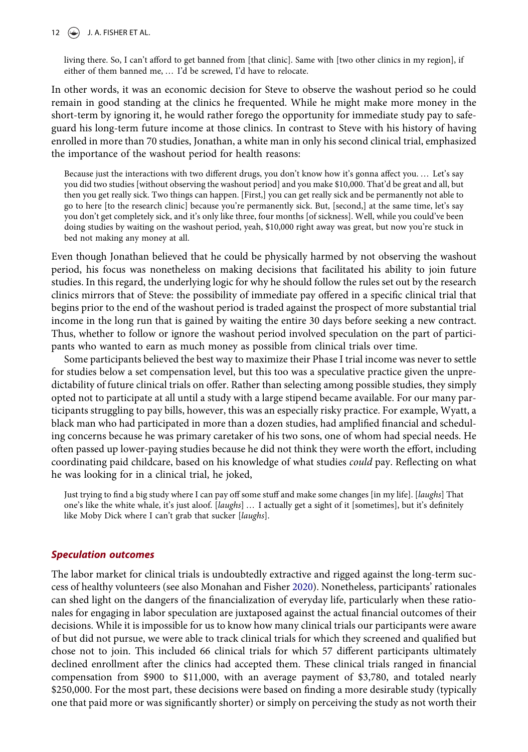> living there. So, I can't afford to get banned from [that clinic]. Same with [two other clinics in my region], if either of them banned me, … I'd be screwed, I'd have to relocate.

In other words, it was an economic decision for Steve to observe the washout period so he could remain in good standing at the clinics he frequented. While he might make more money in the short-term by ignoring it, he would rather forego the opportunity for immediate study pay to safeguard his long-term future income at those clinics. In contrast to Steve with his history of having enrolled in more than 70 studies, Jonathan, a white man in only his second clinical trial, emphasized the importance of the washout period for health reasons:

> Because just the interactions with two different drugs, you don't know how it's gonna affect you. … Let's say you did two studies [without observing the washout period] and you make $10,000. That'd be great and all, but then you get really sick. Two things can happen. [First,] you can get really sick and be permanently not able to go to here [to the research clinic] because you're permanently sick. But, [second,] at the same time, let's say you don't get completely sick, and it's only like three, four months [of sickness]. Well, while you could've been doing studies by waiting on the washout period, yeah, $10,000 right away was great, but now you're stuck in bed not making any money at all.

Even though Jonathan believed that he could be physically harmed by not observing the washout period, his focus was nonetheless on making decisions that facilitated his ability to join future studies. In this regard, the underlying logic for why he should follow the rules set out by the research clinics mirrors that of Steve: the possibility of immediate pay offered in a specific clinical trial that begins prior to the end of the washout period is traded against the prospect of more substantial trial income in the long run that is gained by waiting the entire 30 days before seeking a new contract. Thus, whether to follow or ignore the washout period involved speculation on the part of participants who wanted to earn as much money as possible from clinical trials over time.

Some participants believed the best way to maximize their Phase I trial income was never to settle for studies below a set compensation level, but this too was a speculative practice given the unpredictability of future clinical trials on offer. Rather than selecting among possible studies, they simply opted not to participate at all until a study with a large stipend became available. For our many participants struggling to pay bills, however, this was an especially risky practice. For example, Wyatt, a black man who had participated in more than a dozen studies, had amplified financial and scheduling concerns because he was primary caretaker of his two sons, one of whom had special needs. He often passed up lower-paying studies because he did not think they were worth the effort, including coordinating paid childcare, based on his knowledge of what studies *could* pay. Reflecting on what he was looking for in a clinical trial, he joked,

> Just trying to find a big study where I can pay off some stuff and make some changes [in my life]. [*laughs*] That one's like the white whale, it's just aloof. [*laughs*] … I actually get a sight of it [sometimes], but it's definitely like Moby Dick where I can't grab that sucker [*laughs*].

### *Speculation outcomes*

The labor market for clinical trials is undoubtedly extractive and rigged against the long-term success of healthy volunteers (see also Monahan and Fisher 2020). Nonetheless, participants' rationales can shed light on the dangers of the financialization of everyday life, particularly when these rationales for engaging in labor speculation are juxtaposed against the actual financial outcomes of their decisions. While it is impossible for us to know how many clinical trials our participants were aware of but did not pursue, we were able to track clinical trials for which they screened and qualified but chose not to join. This included 66 clinical trials for which 57 different participants ultimately declined enrollment after the clinics had accepted them. These clinical trials ranged in financial compensation from $900 to $11,000, with an average payment of $3,780, and totaled nearly $250,000. For the most part, these decisions were based on finding a more desirable study (typically one that paid more or was significantly shorter) or simply on perceiving the study as not worth their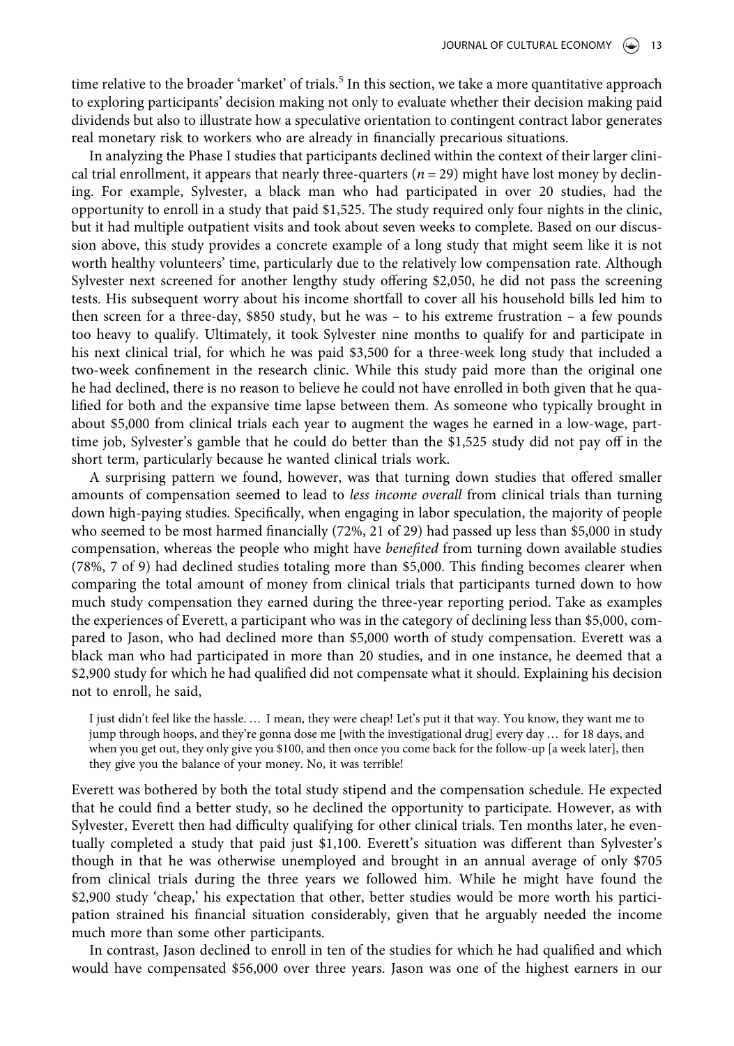time relative to the broader 'market' of trials.[5] In this section, we take a more quantitative approach to exploring participants' decision making not only to evaluate whether their decision making paid dividends but also to illustrate how a speculative orientation to contingent contract labor generates real monetary risk to workers who are already in financially precarious situations.

In analyzing the Phase I studies that participants declined within the context of their larger clinical trial enrollment, it appears that nearly three-quarters ($n = 29$) might have lost money by declining. For example, Sylvester, a black man who had participated in over 20 studies, had the opportunity to enroll in a study that paid $1,525. The study required only four nights in the clinic, but it had multiple outpatient visits and took about seven weeks to complete. Based on our discussion above, this study provides a concrete example of a long study that might seem like it is not worth healthy volunteers' time, particularly due to the relatively low compensation rate. Although Sylvester next screened for another lengthy study offering $2,050, he did not pass the screening tests. His subsequent worry about his income shortfall to cover all his household bills led him to then screen for a three-day, $850 study, but he was – to his extreme frustration – a few pounds too heavy to qualify. Ultimately, it took Sylvester nine months to qualify for and participate in his next clinical trial, for which he was paid $3,500 for a three-week long study that included a two-week confinement in the research clinic. While this study paid more than the original one he had declined, there is no reason to believe he could not have enrolled in both given that he qualified for both and the expansive time lapse between them. As someone who typically brought in about $5,000 from clinical trials each year to augment the wages he earned in a low-wage, part-time job, Sylvester's gamble that he could do better than the $1,525 study did not pay off in the short term, particularly because he wanted clinical trials work.

A surprising pattern we found, however, was that turning down studies that offered smaller amounts of compensation seemed to lead to *less income overall* from clinical trials than turning down high-paying studies. Specifically, when engaging in labor speculation, the majority of people who seemed to be most harmed financially (72%, 21 of 29) had passed up less than $5,000 in study compensation, whereas the people who might have *benefited* from turning down available studies (78%, 7 of 9) had declined studies totaling more than $5,000. This finding becomes clearer when comparing the total amount of money from clinical trials that participants turned down to how much study compensation they earned during the three-year reporting period. Take as examples the experiences of Everett, a participant who was in the category of declining less than $5,000, compared to Jason, who had declined more than $5,000 worth of study compensation. Everett was a black man who had participated in more than 20 studies, and in one instance, he deemed that a $2,900 study for which he had qualified did not compensate what it should. Explaining his decision not to enroll, he said,

> I just didn't feel like the hassle. … I mean, they were cheap! Let's put it that way. You know, they want me to jump through hoops, and they're gonna dose me [with the investigational drug] every day … for 18 days, and when you get out, they only give you $100, and then once you come back for the follow-up [a week later], then they give you the balance of your money. No, it was terrible!

Everett was bothered by both the total study stipend and the compensation schedule. He expected that he could find a better study, so he declined the opportunity to participate. However, as with Sylvester, Everett then had difficulty qualifying for other clinical trials. Ten months later, he eventually completed a study that paid just $1,100. Everett's situation was different than Sylvester's though in that he was otherwise unemployed and brought in an annual average of only $705 from clinical trials during the three years we followed him. While he might have found the $2,900 study 'cheap,' his expectation that other, better studies would be more worth his participation strained his financial situation considerably, given that he arguably needed the income much more than some other participants.

In contrast, Jason declined to enroll in ten of the studies for which he had qualified and which would have compensated $56,000 over three years. Jason was one of the highest earners in our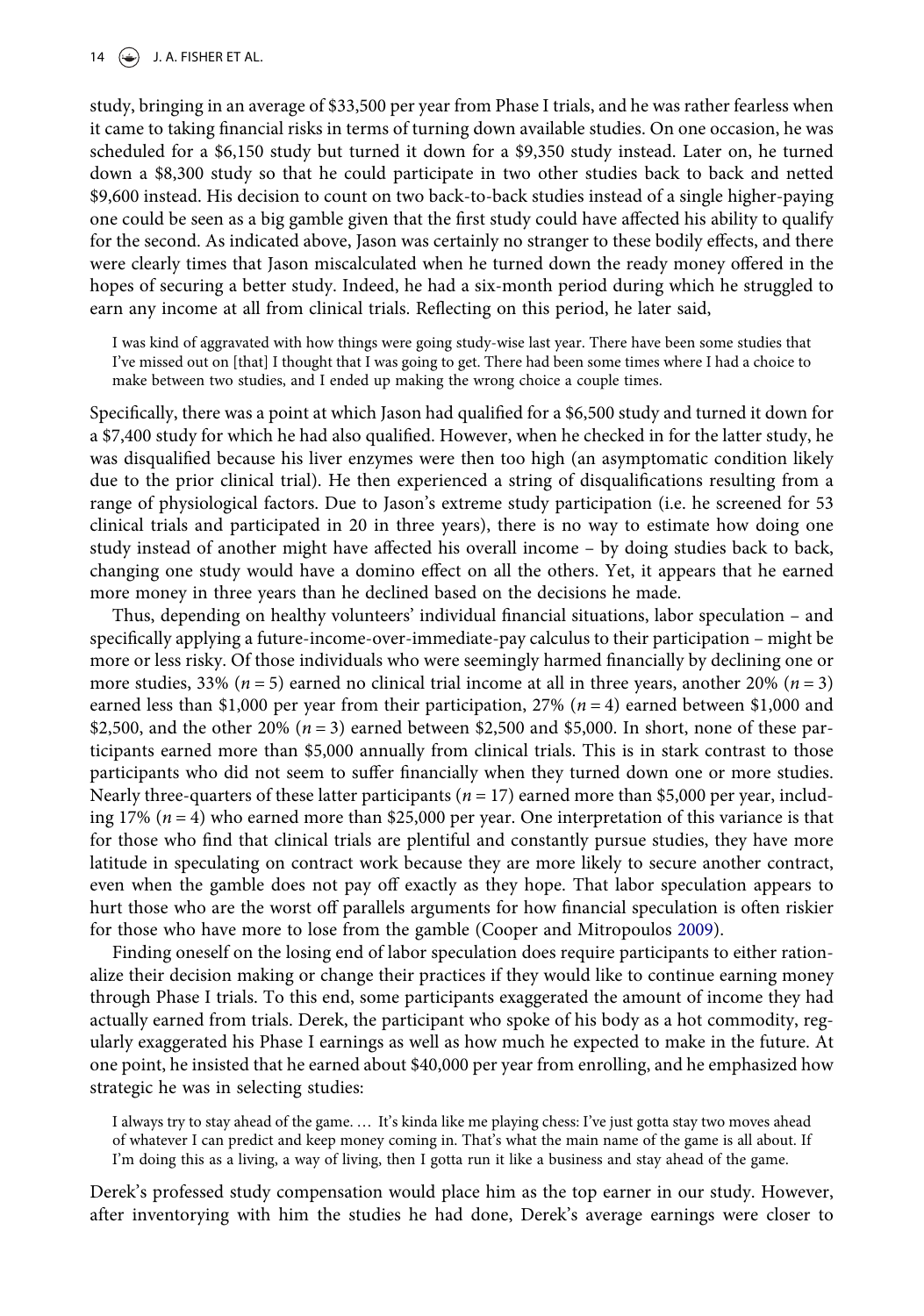study, bringing in an average of $33,500 per year from Phase I trials, and he was rather fearless when it came to taking financial risks in terms of turning down available studies. On one occasion, he was scheduled for a $6,150 study but turned it down for a $9,350 study instead. Later on, he turned down a $8,300 study so that he could participate in two other studies back to back and netted $9,600 instead. His decision to count on two back-to-back studies instead of a single higher-paying one could be seen as a big gamble given that the first study could have affected his ability to qualify for the second. As indicated above, Jason was certainly no stranger to these bodily effects, and there were clearly times that Jason miscalculated when he turned down the ready money offered in the hopes of securing a better study. Indeed, he had a six-month period during which he struggled to earn any income at all from clinical trials. Reflecting on this period, he later said,

> I was kind of aggravated with how things were going study-wise last year. There have been some studies that I've missed out on [that] I thought that I was going to get. There had been some times where I had a choice to make between two studies, and I ended up making the wrong choice a couple times.

Specifically, there was a point at which Jason had qualified for a $6,500 study and turned it down for a $7,400 study for which he had also qualified. However, when he checked in for the latter study, he was disqualified because his liver enzymes were then too high (an asymptomatic condition likely due to the prior clinical trial). He then experienced a string of disqualifications resulting from a range of physiological factors. Due to Jason's extreme study participation (i.e. he screened for 53 clinical trials and participated in 20 in three years), there is no way to estimate how doing one study instead of another might have affected his overall income – by doing studies back to back, changing one study would have a domino effect on all the others. Yet, it appears that he earned more money in three years than he declined based on the decisions he made.

Thus, depending on healthy volunteers' individual financial situations, labor speculation – and specifically applying a future-income-over-immediate-pay calculus to their participation – might be more or less risky. Of those individuals who were seemingly harmed financially by declining one or more studies, 33% (*n* = 5) earned no clinical trial income at all in three years, another 20% (*n* = 3) earned less than $1,000 per year from their participation, 27% (*n* = 4) earned between $1,000 and $2,500, and the other 20% (*n* = 3) earned between $2,500 and $5,000. In short, none of these participants earned more than $5,000 annually from clinical trials. This is in stark contrast to those participants who did not seem to suffer financially when they turned down one or more studies. Nearly three-quarters of these latter participants (*n* = 17) earned more than $5,000 per year, including 17% (*n* = 4) who earned more than $25,000 per year. One interpretation of this variance is that for those who find that clinical trials are plentiful and constantly pursue studies, they have more latitude in speculating on contract work because they are more likely to secure another contract, even when the gamble does not pay off exactly as they hope. That labor speculation appears to hurt those who are the worst off parallels arguments for how financial speculation is often riskier for those who have more to lose from the gamble (Cooper and Mitropoulos 2009).

Finding oneself on the losing end of labor speculation does require participants to either rationalize their decision making or change their practices if they would like to continue earning money through Phase I trials. To this end, some participants exaggerated the amount of income they had actually earned from trials. Derek, the participant who spoke of his body as a hot commodity, regularly exaggerated his Phase I earnings as well as how much he expected to make in the future. At one point, he insisted that he earned about $40,000 per year from enrolling, and he emphasized how strategic he was in selecting studies:

> I always try to stay ahead of the game. … It's kinda like me playing chess: I've just gotta stay two moves ahead of whatever I can predict and keep money coming in. That's what the main name of the game is all about. If I'm doing this as a living, a way of living, then I gotta run it like a business and stay ahead of the game.

Derek's professed study compensation would place him as the top earner in our study. However, after inventorying with him the studies he had done, Derek's average earnings were closer to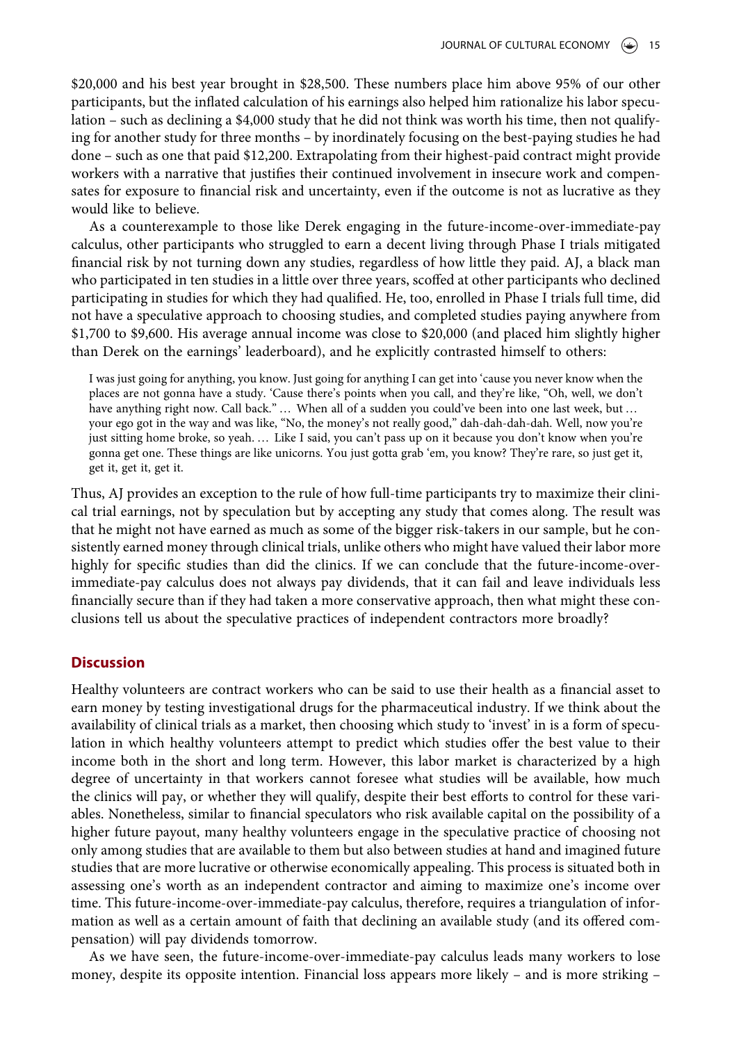$20,000 and his best year brought in $28,500. These numbers place him above 95% of our other participants, but the inflated calculation of his earnings also helped him rationalize his labor speculation – such as declining a $4,000 study that he did not think was worth his time, then not qualifying for another study for three months – by inordinately focusing on the best-paying studies he had done – such as one that paid $12,200. Extrapolating from their highest-paid contract might provide workers with a narrative that justifies their continued involvement in insecure work and compensates for exposure to financial risk and uncertainty, even if the outcome is not as lucrative as they would like to believe.

As a counterexample to those like Derek engaging in the future-income-over-immediate-pay calculus, other participants who struggled to earn a decent living through Phase I trials mitigated financial risk by not turning down any studies, regardless of how little they paid. AJ, a black man who participated in ten studies in a little over three years, scoffed at other participants who declined participating in studies for which they had qualified. He, too, enrolled in Phase I trials full time, did not have a speculative approach to choosing studies, and completed studies paying anywhere from $1,700 to $9,600. His average annual income was close to $20,000 (and placed him slightly higher than Derek on the earnings' leaderboard), and he explicitly contrasted himself to others:

> I was just going for anything, you know. Just going for anything I can get into 'cause you never know when the places are not gonna have a study. 'Cause there's points when you call, and they're like, "Oh, well, we don't have anything right now. Call back." … When all of a sudden you could've been into one last week, but … your ego got in the way and was like, "No, the money's not really good," dah-dah-dah-dah. Well, now you're just sitting home broke, so yeah. … Like I said, you can't pass up on it because you don't know when you're gonna get one. These things are like unicorns. You just gotta grab 'em, you know? They're rare, so just get it, get it, get it, get it.

Thus, AJ provides an exception to the rule of how full-time participants try to maximize their clinical trial earnings, not by speculation but by accepting any study that comes along. The result was that he might not have earned as much as some of the bigger risk-takers in our sample, but he consistently earned money through clinical trials, unlike others who might have valued their labor more highly for specific studies than did the clinics. If we can conclude that the future-income-over-immediate-pay calculus does not always pay dividends, that it can fail and leave individuals less financially secure than if they had taken a more conservative approach, then what might these conclusions tell us about the speculative practices of independent contractors more broadly?

## Discussion

Healthy volunteers are contract workers who can be said to use their health as a financial asset to earn money by testing investigational drugs for the pharmaceutical industry. If we think about the availability of clinical trials as a market, then choosing which study to 'invest' in is a form of speculation in which healthy volunteers attempt to predict which studies offer the best value to their income both in the short and long term. However, this labor market is characterized by a high degree of uncertainty in that workers cannot foresee what studies will be available, how much the clinics will pay, or whether they will qualify, despite their best efforts to control for these variables. Nonetheless, similar to financial speculators who risk available capital on the possibility of a higher future payout, many healthy volunteers engage in the speculative practice of choosing not only among studies that are available to them but also between studies at hand and imagined future studies that are more lucrative or otherwise economically appealing. This process is situated both in assessing one's worth as an independent contractor and aiming to maximize one's income over time. This future-income-over-immediate-pay calculus, therefore, requires a triangulation of information as well as a certain amount of faith that declining an available study (and its offered compensation) will pay dividends tomorrow.

As we have seen, the future-income-over-immediate-pay calculus leads many workers to lose money, despite its opposite intention. Financial loss appears more likely – and is more striking –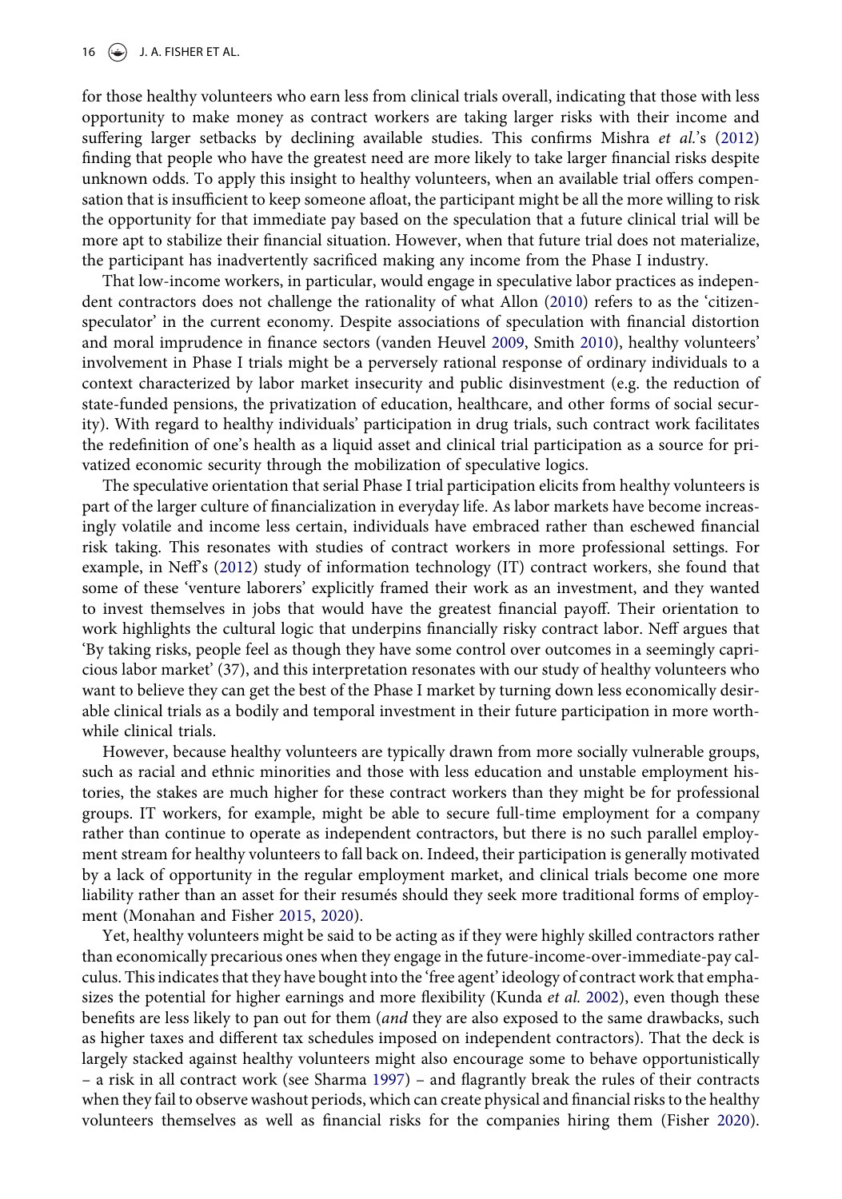for those healthy volunteers who earn less from clinical trials overall, indicating that those with less opportunity to make money as contract workers are taking larger risks with their income and suffering larger setbacks by declining available studies. This confirms Mishra *et al.*'s (2012) finding that people who have the greatest need are more likely to take larger financial risks despite unknown odds. To apply this insight to healthy volunteers, when an available trial offers compensation that is insufficient to keep someone afloat, the participant might be all the more willing to risk the opportunity for that immediate pay based on the speculation that a future clinical trial will be more apt to stabilize their financial situation. However, when that future trial does not materialize, the participant has inadvertently sacrificed making any income from the Phase I industry.

That low-income workers, in particular, would engage in speculative labor practices as independent contractors does not challenge the rationality of what Allon (2010) refers to as the 'citizen-speculator' in the current economy. Despite associations of speculation with financial distortion and moral imprudence in finance sectors (vanden Heuvel 2009, Smith 2010), healthy volunteers' involvement in Phase I trials might be a perversely rational response of ordinary individuals to a context characterized by labor market insecurity and public disinvestment (e.g. the reduction of state-funded pensions, the privatization of education, healthcare, and other forms of social security). With regard to healthy individuals' participation in drug trials, such contract work facilitates the redefinition of one's health as a liquid asset and clinical trial participation as a source for privatized economic security through the mobilization of speculative logics.

The speculative orientation that serial Phase I trial participation elicits from healthy volunteers is part of the larger culture of financialization in everyday life. As labor markets have become increasingly volatile and income less certain, individuals have embraced rather than eschewed financial risk taking. This resonates with studies of contract workers in more professional settings. For example, in Neff's (2012) study of information technology (IT) contract workers, she found that some of these 'venture laborers' explicitly framed their work as an investment, and they wanted to invest themselves in jobs that would have the greatest financial payoff. Their orientation to work highlights the cultural logic that underpins financially risky contract labor. Neff argues that 'By taking risks, people feel as though they have some control over outcomes in a seemingly capricious labor market' (37), and this interpretation resonates with our study of healthy volunteers who want to believe they can get the best of the Phase I market by turning down less economically desirable clinical trials as a bodily and temporal investment in their future participation in more worthwhile clinical trials.

However, because healthy volunteers are typically drawn from more socially vulnerable groups, such as racial and ethnic minorities and those with less education and unstable employment histories, the stakes are much higher for these contract workers than they might be for professional groups. IT workers, for example, might be able to secure full-time employment for a company rather than continue to operate as independent contractors, but there is no such parallel employment stream for healthy volunteers to fall back on. Indeed, their participation is generally motivated by a lack of opportunity in the regular employment market, and clinical trials become one more liability rather than an asset for their resumés should they seek more traditional forms of employment (Monahan and Fisher 2015, 2020).

Yet, healthy volunteers might be said to be acting as if they were highly skilled contractors rather than economically precarious ones when they engage in the future-income-over-immediate-pay calculus. This indicates that they have bought into the 'free agent' ideology of contract work that emphasizes the potential for higher earnings and more flexibility (Kunda *et al.* 2002), even though these benefits are less likely to pan out for them (*and* they are also exposed to the same drawbacks, such as higher taxes and different tax schedules imposed on independent contractors). That the deck is largely stacked against healthy volunteers might also encourage some to behave opportunistically – a risk in all contract work (see Sharma 1997) – and flagrantly break the rules of their contracts when they fail to observe washout periods, which can create physical and financial risks to the healthy volunteers themselves as well as financial risks for the companies hiring them (Fisher 2020).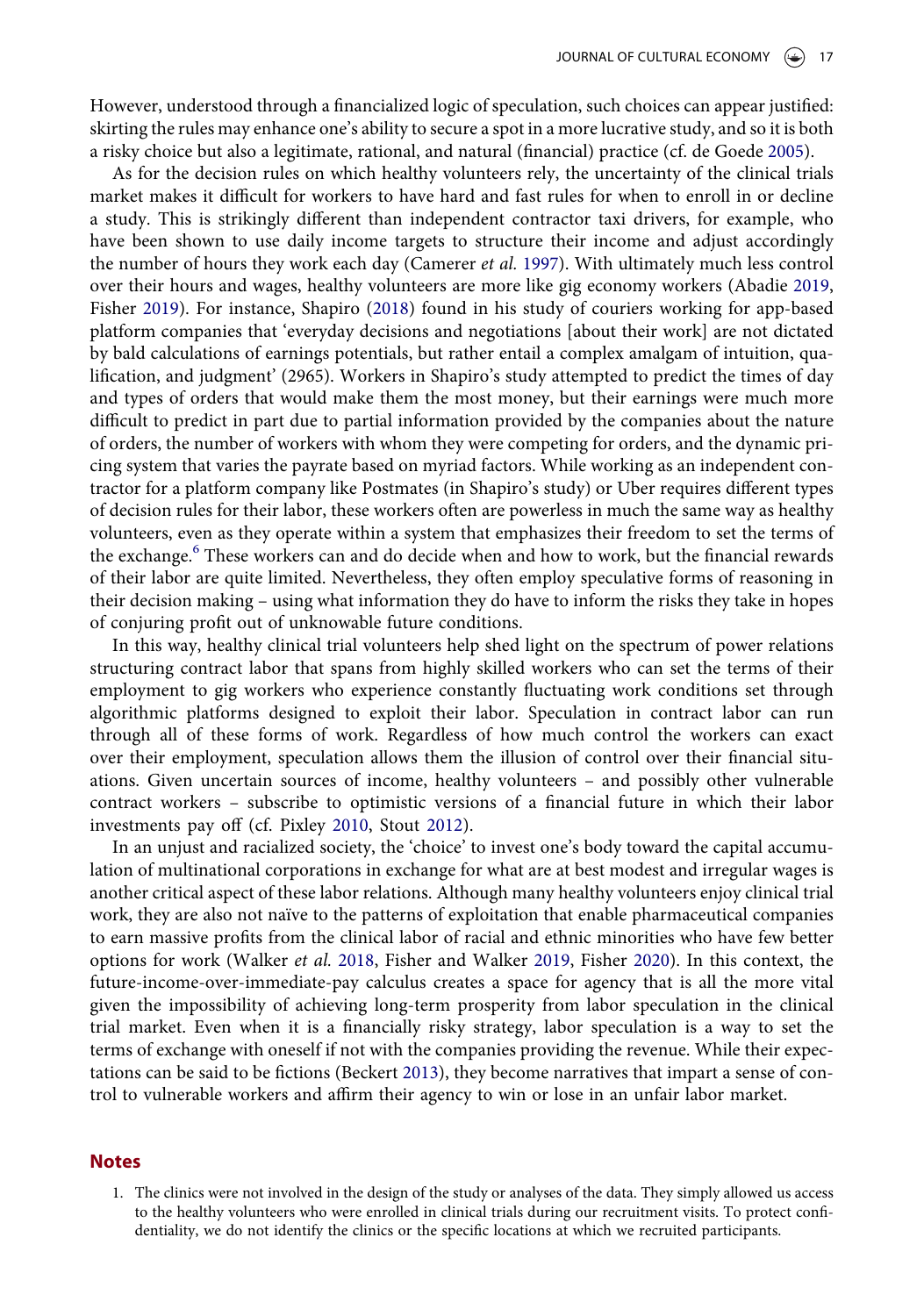However, understood through a financialized logic of speculation, such choices can appear justified: skirting the rules may enhance one's ability to secure a spot in a more lucrative study, and so it is both a risky choice but also a legitimate, rational, and natural (financial) practice (cf. de Goede 2005).

As for the decision rules on which healthy volunteers rely, the uncertainty of the clinical trials market makes it difficult for workers to have hard and fast rules for when to enroll in or decline a study. This is strikingly different than independent contractor taxi drivers, for example, who have been shown to use daily income targets to structure their income and adjust accordingly the number of hours they work each day (Camerer *et al.* 1997). With ultimately much less control over their hours and wages, healthy volunteers are more like gig economy workers (Abadie 2019, Fisher 2019). For instance, Shapiro (2018) found in his study of couriers working for app-based platform companies that 'everyday decisions and negotiations [about their work] are not dictated by bald calculations of earnings potentials, but rather entail a complex amalgam of intuition, qualification, and judgment' (2965). Workers in Shapiro's study attempted to predict the times of day and types of orders that would make them the most money, but their earnings were much more difficult to predict in part due to partial information provided by the companies about the nature of orders, the number of workers with whom they were competing for orders, and the dynamic pricing system that varies the payrate based on myriad factors. While working as an independent contractor for a platform company like Postmates (in Shapiro's study) or Uber requires different types of decision rules for their labor, these workers often are powerless in much the same way as healthy volunteers, even as they operate within a system that emphasizes their freedom to set the terms of the exchange.[6] These workers can and do decide when and how to work, but the financial rewards of their labor are quite limited. Nevertheless, they often employ speculative forms of reasoning in their decision making – using what information they do have to inform the risks they take in hopes of conjuring profit out of unknowable future conditions.

In this way, healthy clinical trial volunteers help shed light on the spectrum of power relations structuring contract labor that spans from highly skilled workers who can set the terms of their employment to gig workers who experience constantly fluctuating work conditions set through algorithmic platforms designed to exploit their labor. Speculation in contract labor can run through all of these forms of work. Regardless of how much control the workers can exact over their employment, speculation allows them the illusion of control over their financial situations. Given uncertain sources of income, healthy volunteers – and possibly other vulnerable contract workers – subscribe to optimistic versions of a financial future in which their labor investments pay off (cf. Pixley 2010, Stout 2012).

In an unjust and racialized society, the 'choice' to invest one's body toward the capital accumulation of multinational corporations in exchange for what are at best modest and irregular wages is another critical aspect of these labor relations. Although many healthy volunteers enjoy clinical trial work, they are also not naïve to the patterns of exploitation that enable pharmaceutical companies to earn massive profits from the clinical labor of racial and ethnic minorities who have few better options for work (Walker *et al.* 2018, Fisher and Walker 2019, Fisher 2020). In this context, the future-income-over-immediate-pay calculus creates a space for agency that is all the more vital given the impossibility of achieving long-term prosperity from labor speculation in the clinical trial market. Even when it is a financially risky strategy, labor speculation is a way to set the terms of exchange with oneself if not with the companies providing the revenue. While their expectations can be said to be fictions (Beckert 2013), they become narratives that impart a sense of control to vulnerable workers and affirm their agency to win or lose in an unfair labor market.

## Notes

1. The clinics were not involved in the design of the study or analyses of the data. They simply allowed us access to the healthy volunteers who were enrolled in clinical trials during our recruitment visits. To protect confidentiality, we do not identify the clinics or the specific locations at which we recruited participants.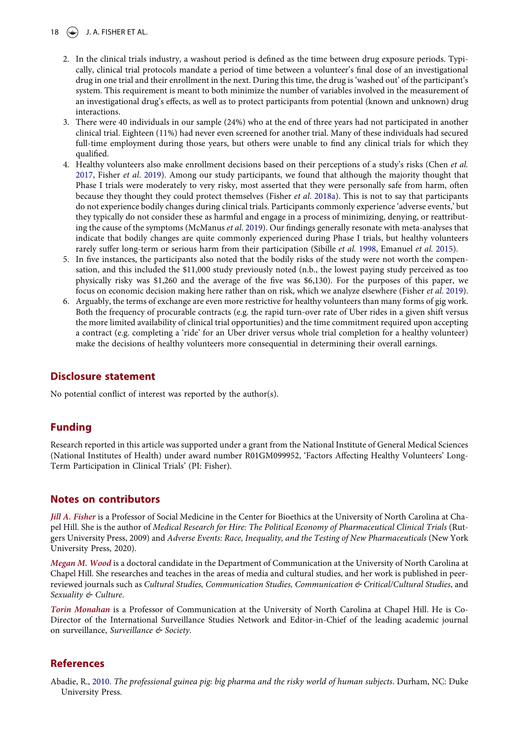2. In the clinical trials industry, a washout period is defined as the time between drug exposure periods. Typically, clinical trial protocols mandate a period of time between a volunteer's final dose of an investigational drug in one trial and their enrollment in the next. During this time, the drug is 'washed out' of the participant's system. This requirement is meant to both minimize the number of variables involved in the measurement of an investigational drug's effects, as well as to protect participants from potential (known and unknown) drug interactions.
3. There were 40 individuals in our sample (24%) who at the end of three years had not participated in another clinical trial. Eighteen (11%) had never even screened for another trial. Many of these individuals had secured full-time employment during those years, but others were unable to find any clinical trials for which they qualified.
4. Healthy volunteers also make enrollment decisions based on their perceptions of a study's risks (Chen *et al.* 2017, Fisher *et al.* 2019). Among our study participants, we found that although the majority thought that Phase I trials were moderately to very risky, most asserted that they were personally safe from harm, often because they thought they could protect themselves (Fisher *et al.* 2018a). This is not to say that participants do not experience bodily changes during clinical trials. Participants commonly experience 'adverse events,' but they typically do not consider these as harmful and engage in a process of minimizing, denying, or reattributing the cause of the symptoms (McManus *et al.* 2019). Our findings generally resonate with meta-analyses that indicate that bodily changes are quite commonly experienced during Phase I trials, but healthy volunteers rarely suffer long-term or serious harm from their participation (Sibille *et al.* 1998, Emanuel *et al.* 2015).
5. In five instances, the participants also noted that the bodily risks of the study were not worth the compensation, and this included the $11,000 study previously noted (n.b., the lowest paying study perceived as too physically risky was $1,260 and the average of the five was $6,130). For the purposes of this paper, we focus on economic decision making here rather than on risk, which we analyze elsewhere (Fisher *et al.* 2019).
6. Arguably, the terms of exchange are even more restrictive for healthy volunteers than many forms of gig work. Both the frequency of procurable contracts (e.g. the rapid turn-over rate of Uber rides in a given shift versus the more limited availability of clinical trial opportunities) and the time commitment required upon accepting a contract (e.g. completing a 'ride' for an Uber driver versus whole trial completion for a healthy volunteer) make the decisions of healthy volunteers more consequential in determining their overall earnings.

## Disclosure statement

No potential conflict of interest was reported by the author(s).

## Funding

Research reported in this article was supported under a grant from the National Institute of General Medical Sciences (National Institutes of Health) under award number R01GM099952, 'Factors Affecting Healthy Volunteers' Long-Term Participation in Clinical Trials' (PI: Fisher).

## Notes on contributors

***Jill A. Fisher*** is a Professor of Social Medicine in the Center for Bioethics at the University of North Carolina at Chapel Hill. She is the author of *Medical Research for Hire: The Political Economy of Pharmaceutical Clinical Trials* (Rutgers University Press, 2009) and *Adverse Events: Race, Inequality, and the Testing of New Pharmaceuticals* (New York University Press, 2020).

***Megan M. Wood*** is a doctoral candidate in the Department of Communication at the University of North Carolina at Chapel Hill. She researches and teaches in the areas of media and cultural studies, and her work is published in peer-reviewed journals such as *Cultural Studies, Communication Studies, Communication & Critical/Cultural Studies*, and *Sexuality & Culture*.

***Torin Monahan*** is a Professor of Communication at the University of North Carolina at Chapel Hill. He is Co-Director of the International Surveillance Studies Network and Editor-in-Chief of the leading academic journal on surveillance, *Surveillance & Society*.

## References

Abadie, R., 2010. *The professional guinea pig: big pharma and the risky world of human subjects*. Durham, NC: Duke University Press.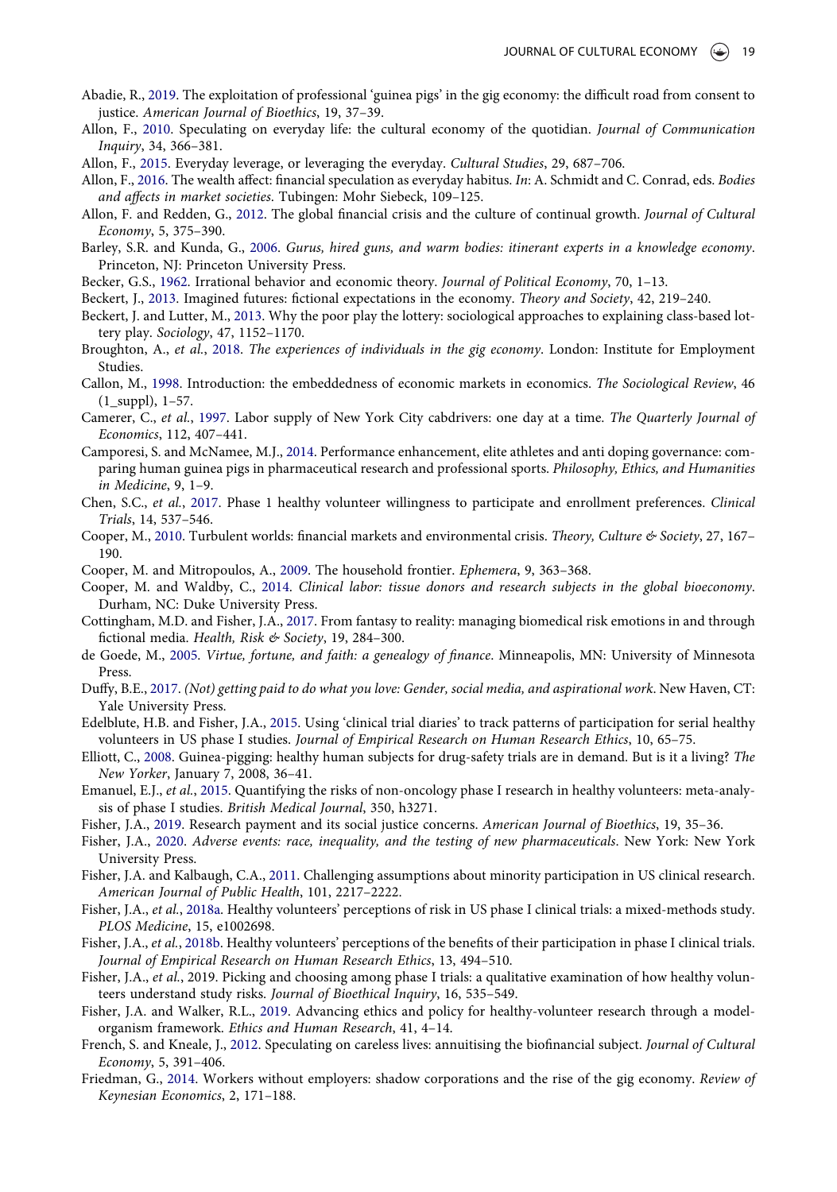Abadie, R., 2019. The exploitation of professional 'guinea pigs' in the gig economy: the difficult road from consent to justice. *American Journal of Bioethics*, 19, 37–39.

Allon, F., 2010. Speculating on everyday life: the cultural economy of the quotidian. *Journal of Communication Inquiry*, 34, 366–381.

Allon, F., 2015. Everyday leverage, or leveraging the everyday. *Cultural Studies*, 29, 687–706.

Allon, F., 2016. The wealth affect: financial speculation as everyday habitus. *In*: A. Schmidt and C. Conrad, eds. *Bodies and affects in market societies*. Tubingen: Mohr Siebeck, 109–125.

Allon, F. and Redden, G., 2012. The global financial crisis and the culture of continual growth. *Journal of Cultural Economy*, 5, 375–390.

Barley, S.R. and Kunda, G., 2006. *Gurus, hired guns, and warm bodies: itinerant experts in a knowledge economy*. Princeton, NJ: Princeton University Press.

Becker, G.S., 1962. Irrational behavior and economic theory. *Journal of Political Economy*, 70, 1–13.

Beckert, J., 2013. Imagined futures: fictional expectations in the economy. *Theory and Society*, 42, 219–240.

Beckert, J. and Lutter, M., 2013. Why the poor play the lottery: sociological approaches to explaining class-based lottery play. *Sociology*, 47, 1152–1170.

Broughton, A., *et al.*, 2018. *The experiences of individuals in the gig economy*. London: Institute for Employment Studies.

Callon, M., 1998. Introduction: the embeddedness of economic markets in economics. *The Sociological Review*, 46 (1_suppl), 1–57.

Camerer, C., *et al.*, 1997. Labor supply of New York City cabdrivers: one day at a time. *The Quarterly Journal of Economics*, 112, 407–441.

Camporesi, S. and McNamee, M.J., 2014. Performance enhancement, elite athletes and anti doping governance: comparing human guinea pigs in pharmaceutical research and professional sports. *Philosophy, Ethics, and Humanities in Medicine*, 9, 1–9.

Chen, S.C., *et al.*, 2017. Phase 1 healthy volunteer willingness to participate and enrollment preferences. *Clinical Trials*, 14, 537–546.

Cooper, M., 2010. Turbulent worlds: financial markets and environmental crisis. *Theory, Culture & Society*, 27, 167–190.

Cooper, M. and Mitropoulos, A., 2009. The household frontier. *Ephemera*, 9, 363–368.

Cooper, M. and Waldby, C., 2014. *Clinical labor: tissue donors and research subjects in the global bioeconomy*. Durham, NC: Duke University Press.

Cottingham, M.D. and Fisher, J.A., 2017. From fantasy to reality: managing biomedical risk emotions in and through fictional media. *Health, Risk & Society*, 19, 284–300.

de Goede, M., 2005. *Virtue, fortune, and faith: a genealogy of finance*. Minneapolis, MN: University of Minnesota Press.

Duffy, B.E., 2017. *(Not) getting paid to do what you love: Gender, social media, and aspirational work*. New Haven, CT: Yale University Press.

Edelblute, H.B. and Fisher, J.A., 2015. Using 'clinical trial diaries' to track patterns of participation for serial healthy volunteers in US phase I studies. *Journal of Empirical Research on Human Research Ethics*, 10, 65–75.

Elliott, C., 2008. Guinea-pigging: healthy human subjects for drug-safety trials are in demand. But is it a living? *The New Yorker*, January 7, 2008, 36–41.

Emanuel, E.J., *et al.*, 2015. Quantifying the risks of non-oncology phase I research in healthy volunteers: meta-analysis of phase I studies. *British Medical Journal*, 350, h3271.

Fisher, J.A., 2019. Research payment and its social justice concerns. *American Journal of Bioethics*, 19, 35–36.

Fisher, J.A., 2020. *Adverse events: race, inequality, and the testing of new pharmaceuticals*. New York: New York University Press.

Fisher, J.A. and Kalbaugh, C.A., 2011. Challenging assumptions about minority participation in US clinical research. *American Journal of Public Health*, 101, 2217–2222.

Fisher, J.A., *et al.*, 2018a. Healthy volunteers' perceptions of risk in US phase I clinical trials: a mixed-methods study. *PLOS Medicine*, 15, e1002698.

Fisher, J.A., *et al.*, 2018b. Healthy volunteers' perceptions of the benefits of their participation in phase I clinical trials. *Journal of Empirical Research on Human Research Ethics*, 13, 494–510.

Fisher, J.A., *et al.*, 2019. Picking and choosing among phase I trials: a qualitative examination of how healthy volunteers understand study risks. *Journal of Bioethical Inquiry*, 16, 535–549.

Fisher, J.A. and Walker, R.L., 2019. Advancing ethics and policy for healthy-volunteer research through a model-organism framework. *Ethics and Human Research*, 41, 4–14.

French, S. and Kneale, J., 2012. Speculating on careless lives: annuitising the biofinancial subject. *Journal of Cultural Economy*, 5, 391–406.

Friedman, G., 2014. Workers without employers: shadow corporations and the rise of the gig economy. *Review of Keynesian Economics*, 2, 171–188.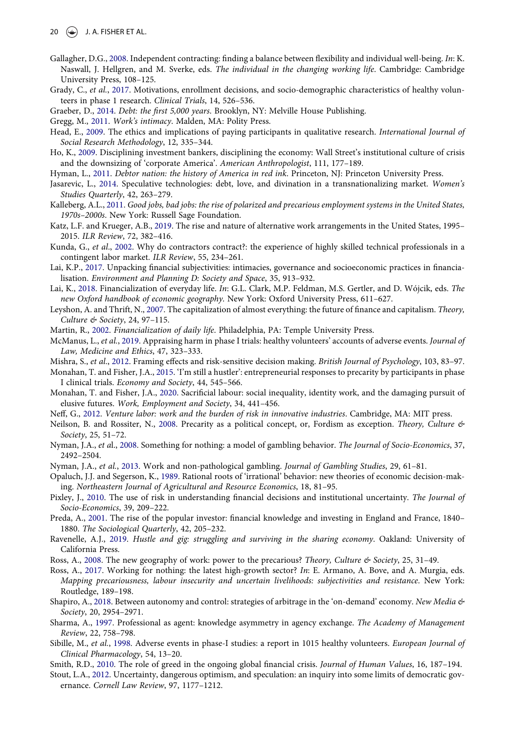Gallagher, D.G., 2008. Independent contracting: finding a balance between flexibility and individual well-being. *In*: K. Naswall, J. Hellgren, and M. Sverke, eds. *The individual in the changing working life*. Cambridge: Cambridge University Press, 108–125.

Grady, C., *et al.*, 2017. Motivations, enrollment decisions, and socio-demographic characteristics of healthy volunteers in phase 1 research. *Clinical Trials*, 14, 526–536.

Graeber, D., 2014. *Debt: the first 5,000 years*. Brooklyn, NY: Melville House Publishing.

Gregg, M., 2011. *Work's intimacy*. Malden, MA: Polity Press.

Head, E., 2009. The ethics and implications of paying participants in qualitative research. *International Journal of Social Research Methodology*, 12, 335–344.

Ho, K., 2009. Disciplining investment bankers, disciplining the economy: Wall Street's institutional culture of crisis and the downsizing of 'corporate America'. *American Anthropologist*, 111, 177–189.

Hyman, L., 2011. *Debtor nation: the history of America in red ink*. Princeton, NJ: Princeton University Press.

Jasarevic, L., 2014. Speculative technologies: debt, love, and divination in a transnationalizing market. *Women's Studies Quarterly*, 42, 263–279.

Kalleberg, A.L., 2011. *Good jobs, bad jobs: the rise of polarized and precarious employment systems in the United States, 1970s–2000s*. New York: Russell Sage Foundation.

Katz, L.F. and Krueger, A.B., 2019. The rise and nature of alternative work arrangements in the United States, 1995–2015. *ILR Review*, 72, 382–416.

Kunda, G., *et al.*, 2002. Why do contractors contract?: the experience of highly skilled technical professionals in a contingent labor market. *ILR Review*, 55, 234–261.

Lai, K.P., 2017. Unpacking financial subjectivities: intimacies, governance and socioeconomic practices in financialisation. *Environment and Planning D: Society and Space*, 35, 913–932.

Lai, K., 2018. Financialization of everyday life. *In*: G.L. Clark, M.P. Feldman, M.S. Gertler, and D. Wójcik, eds. *The new Oxford handbook of economic geography*. New York: Oxford University Press, 611–627.

Leyshon, A. and Thrift, N., 2007. The capitalization of almost everything: the future of finance and capitalism. *Theory, Culture & Society*, 24, 97–115.

Martin, R., 2002. *Financialization of daily life*. Philadelphia, PA: Temple University Press.

McManus, L., *et al.*, 2019. Appraising harm in phase I trials: healthy volunteers' accounts of adverse events. *Journal of Law, Medicine and Ethics*, 47, 323–333.

Mishra, S., *et al.*, 2012. Framing effects and risk-sensitive decision making. *British Journal of Psychology*, 103, 83–97.

Monahan, T. and Fisher, J.A., 2015. 'I'm still a hustler': entrepreneurial responses to precarity by participants in phase I clinical trials. *Economy and Society*, 44, 545–566.

Monahan, T. and Fisher, J.A., 2020. Sacrificial labour: social inequality, identity work, and the damaging pursuit of elusive futures. *Work, Employment and Society*, 34, 441–456.

Neff, G., 2012. *Venture labor: work and the burden of risk in innovative industries*. Cambridge, MA: MIT press.

Neilson, B. and Rossiter, N., 2008. Precarity as a political concept, or, Fordism as exception. *Theory, Culture & Society*, 25, 51–72.

Nyman, J.A., *et al*., 2008. Something for nothing: a model of gambling behavior. *The Journal of Socio-Economics*, 37, 2492–2504.

Nyman, J.A., *et al.*, 2013. Work and non-pathological gambling. *Journal of Gambling Studies*, 29, 61–81.

Opaluch, J.J. and Segerson, K., 1989. Rational roots of 'irrational' behavior: new theories of economic decision-making. *Northeastern Journal of Agricultural and Resource Economics*, 18, 81–95.

Pixley, J., 2010. The use of risk in understanding financial decisions and institutional uncertainty. *The Journal of Socio-Economics*, 39, 209–222.

Preda, A., 2001. The rise of the popular investor: financial knowledge and investing in England and France, 1840–1880. *The Sociological Quarterly*, 42, 205–232.

Ravenelle, A.J., 2019. *Hustle and gig: struggling and surviving in the sharing economy*. Oakland: University of California Press.

Ross, A., 2008. The new geography of work: power to the precarious? *Theory, Culture & Society*, 25, 31–49.

Ross, A., 2017. Working for nothing: the latest high-growth sector? *In*: E. Armano, A. Bove, and A. Murgia, eds. *Mapping precariousness, labour insecurity and uncertain livelihoods: subjectivities and resistance*. New York: Routledge, 189–198.

Shapiro, A., 2018. Between autonomy and control: strategies of arbitrage in the 'on-demand' economy. *New Media & Society*, 20, 2954–2971.

Sharma, A., 1997. Professional as agent: knowledge asymmetry in agency exchange. *The Academy of Management Review*, 22, 758–798.

Sibille, M., *et al.*, 1998. Adverse events in phase-I studies: a report in 1015 healthy volunteers. *European Journal of Clinical Pharmacology*, 54, 13–20.

Smith, R.D., 2010. The role of greed in the ongoing global financial crisis. *Journal of Human Values*, 16, 187–194.

Stout, L.A., 2012. Uncertainty, dangerous optimism, and speculation: an inquiry into some limits of democratic governance. *Cornell Law Review*, 97, 1177–1212.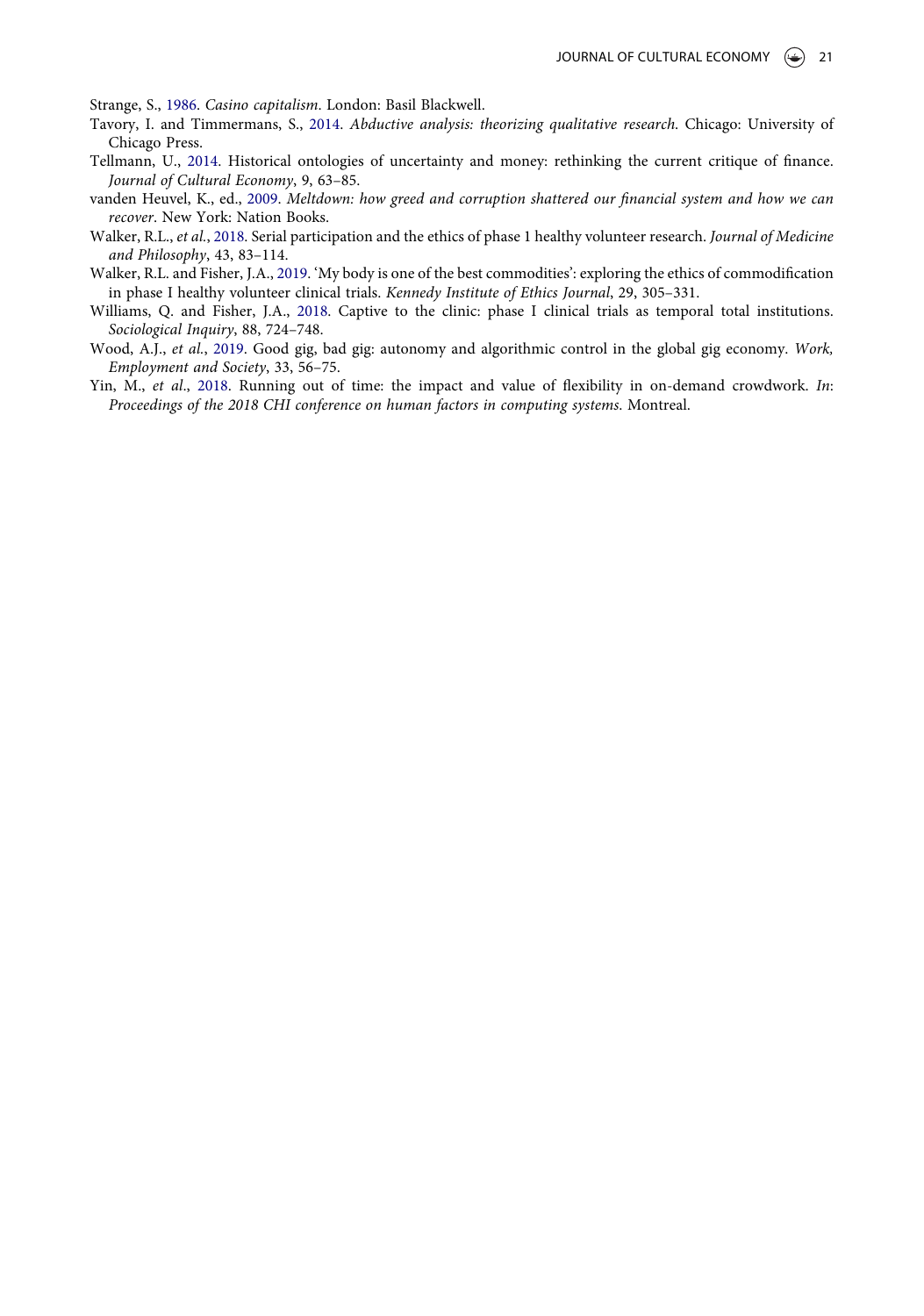Strange, S., 1986. *Casino capitalism*. London: Basil Blackwell.

Tavory, I. and Timmermans, S., 2014. *Abductive analysis: theorizing qualitative research*. Chicago: University of Chicago Press.

Tellmann, U., 2014. Historical ontologies of uncertainty and money: rethinking the current critique of finance. *Journal of Cultural Economy*, 9, 63–85.

vanden Heuvel, K., ed., 2009. *Meltdown: how greed and corruption shattered our financial system and how we can recover*. New York: Nation Books.

Walker, R.L., *et al.*, 2018. Serial participation and the ethics of phase 1 healthy volunteer research. *Journal of Medicine and Philosophy*, 43, 83–114.

Walker, R.L. and Fisher, J.A., 2019. 'My body is one of the best commodities': exploring the ethics of commodification in phase I healthy volunteer clinical trials. *Kennedy Institute of Ethics Journal*, 29, 305–331.

Williams, Q. and Fisher, J.A., 2018. Captive to the clinic: phase I clinical trials as temporal total institutions. *Sociological Inquiry*, 88, 724–748.

Wood, A.J., *et al.*, 2019. Good gig, bad gig: autonomy and algorithmic control in the global gig economy. *Work, Employment and Society*, 33, 56–75.

Yin, M., *et al*., 2018. Running out of time: the impact and value of flexibility in on-demand crowdwork. *In*: *Proceedings of the 2018 CHI conference on human factors in computing systems*. Montreal.